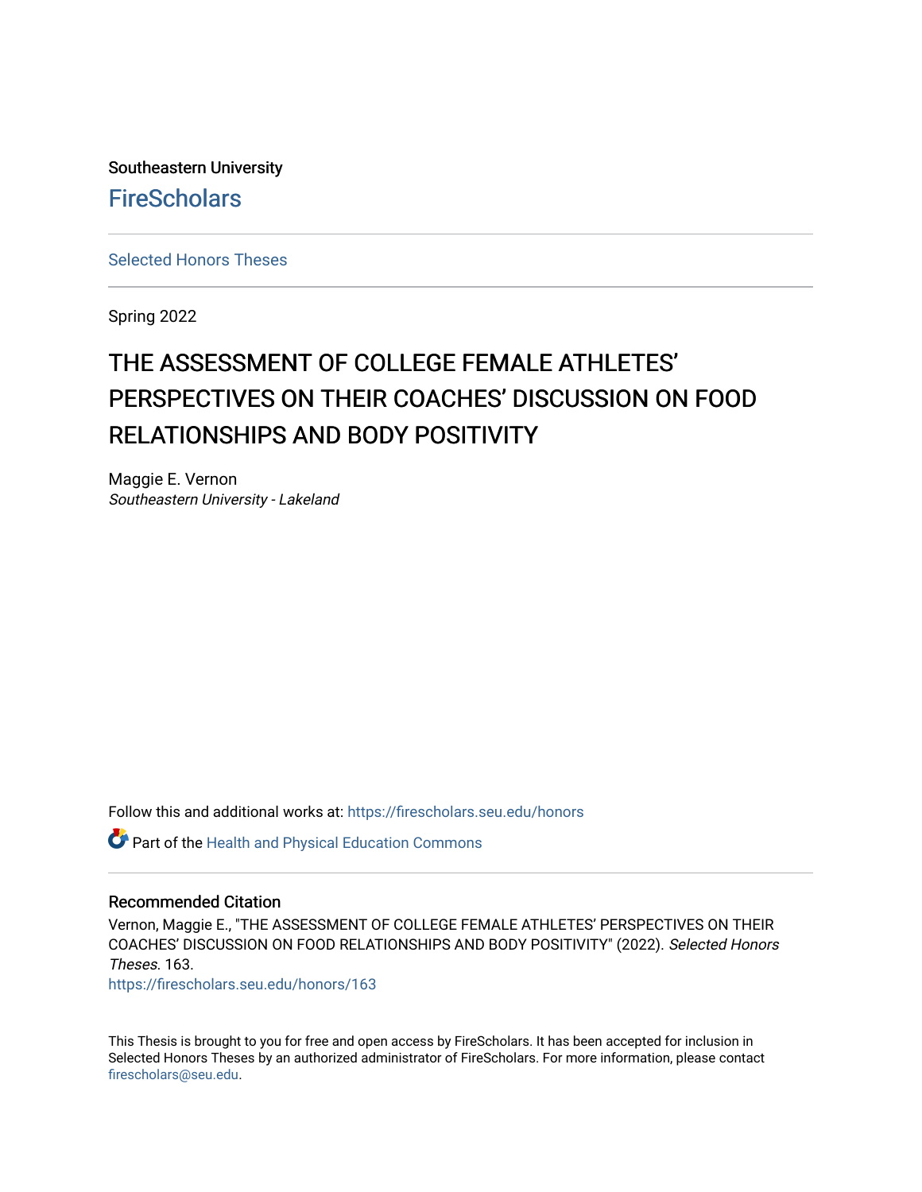Southeastern University

FireScholars

Selected Honors Theses

Spring 2022

# THE ASSESSMENT OF COLLEGE FEMALE ATHLETES' PERSPECTIVES ON THEIR COACHES' DISCUSSION ON FOOD RELATIONSHIPS AND BODY POSITIVITY

Maggie E. Vernon
*Southeastern University - Lakeland*

Follow this and additional works at: https://firescholars.seu.edu/honors

Part of the Health and Physical Education Commons

## Recommended Citation

Vernon, Maggie E., "THE ASSESSMENT OF COLLEGE FEMALE ATHLETES' PERSPECTIVES ON THEIR COACHES' DISCUSSION ON FOOD RELATIONSHIPS AND BODY POSITIVITY" (2022). *Selected Honors Theses*. 163.
https://firescholars.seu.edu/honors/163

This Thesis is brought to you for free and open access by FireScholars. It has been accepted for inclusion in Selected Honors Theses by an authorized administrator of FireScholars. For more information, please contact firescholars@seu.edu.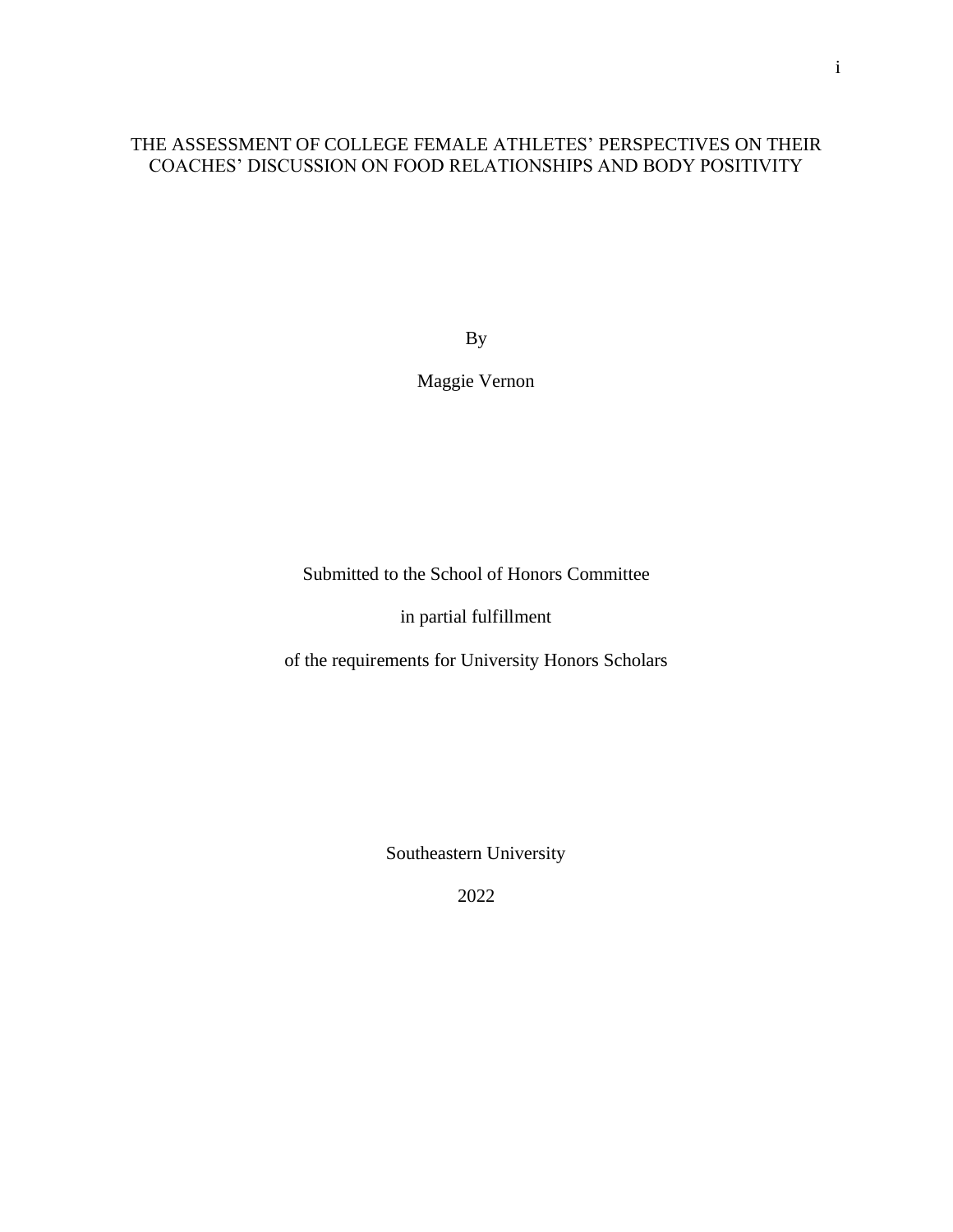# THE ASSESSMENT OF COLLEGE FEMALE ATHLETES' PERSPECTIVES ON THEIR COACHES' DISCUSSION ON FOOD RELATIONSHIPS AND BODY POSITIVITY

By

Maggie Vernon

Submitted to the School of Honors Committee

in partial fulfillment

of the requirements for University Honors Scholars

Southeastern University

2022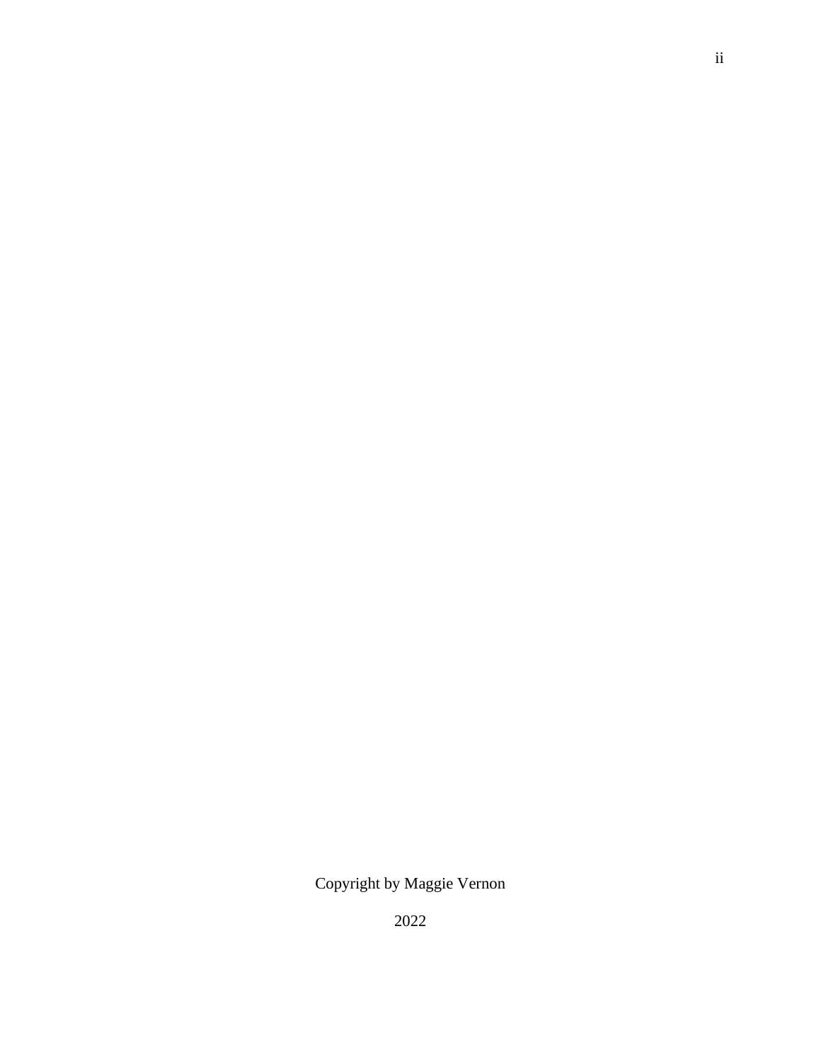Copyright by Maggie Vernon

2022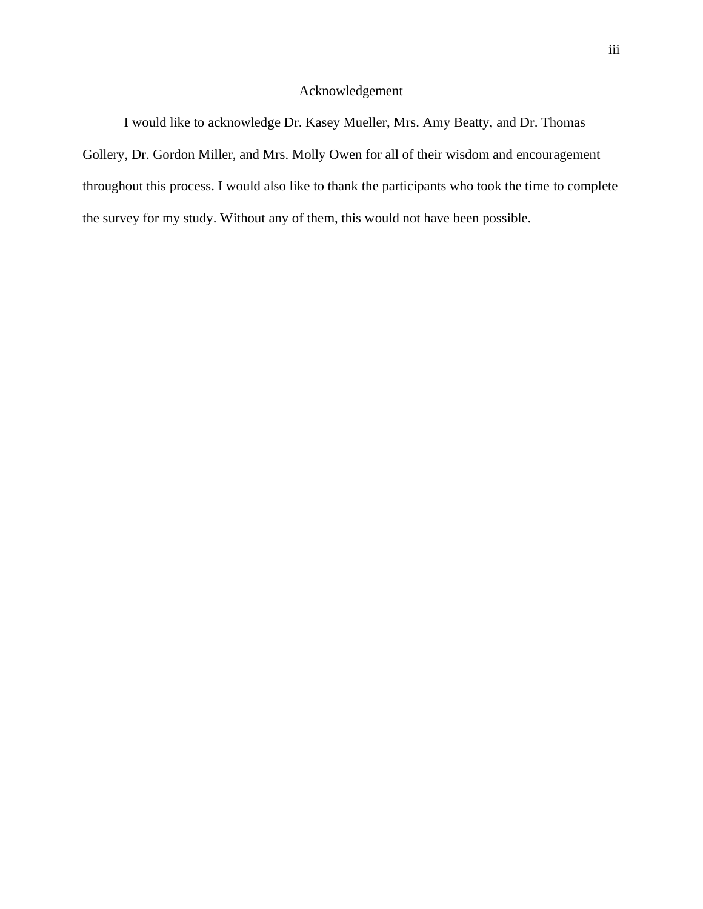# Acknowledgement

I would like to acknowledge Dr. Kasey Mueller, Mrs. Amy Beatty, and Dr. Thomas Gollery, Dr. Gordon Miller, and Mrs. Molly Owen for all of their wisdom and encouragement throughout this process. I would also like to thank the participants who took the time to complete the survey for my study. Without any of them, this would not have been possible.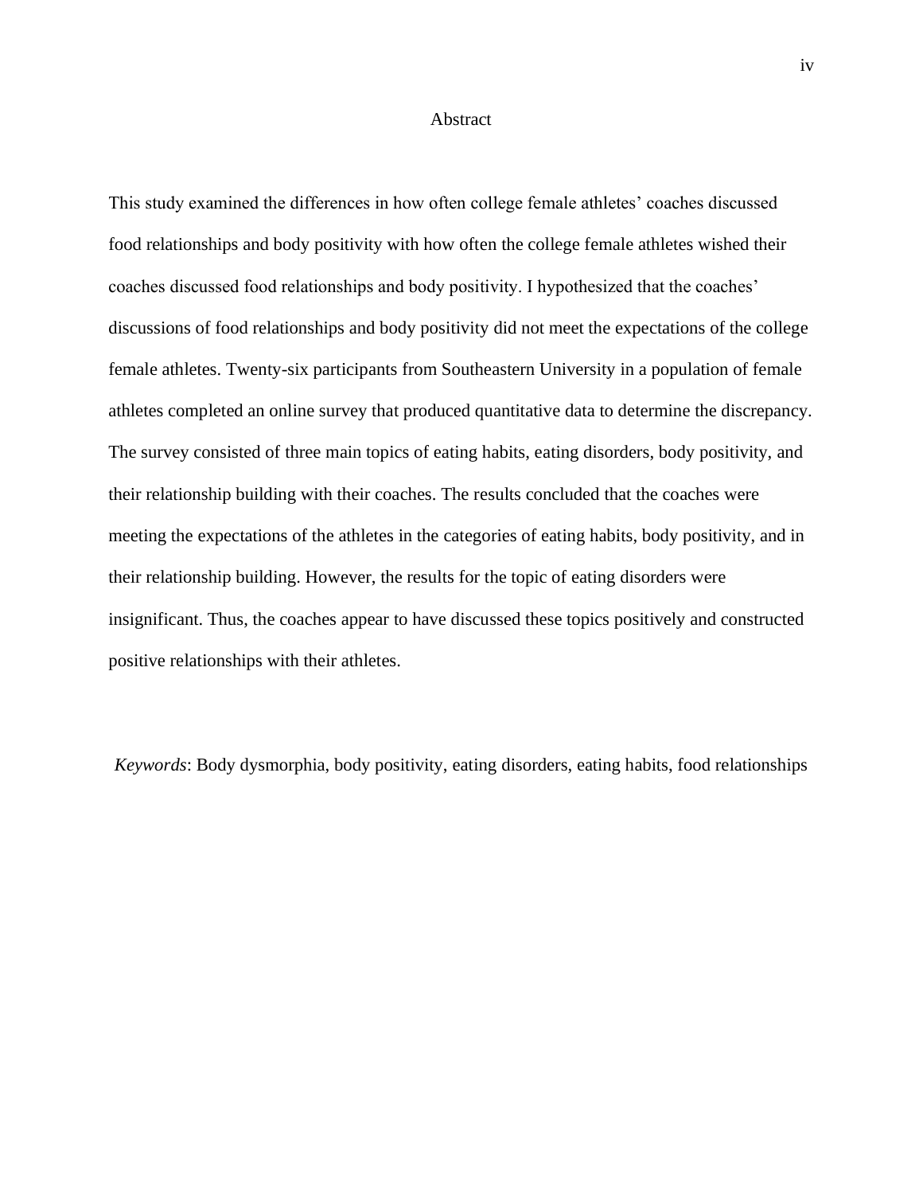# Abstract

This study examined the differences in how often college female athletes' coaches discussed food relationships and body positivity with how often the college female athletes wished their coaches discussed food relationships and body positivity. I hypothesized that the coaches' discussions of food relationships and body positivity did not meet the expectations of the college female athletes. Twenty-six participants from Southeastern University in a population of female athletes completed an online survey that produced quantitative data to determine the discrepancy. The survey consisted of three main topics of eating habits, eating disorders, body positivity, and their relationship building with their coaches. The results concluded that the coaches were meeting the expectations of the athletes in the categories of eating habits, body positivity, and in their relationship building. However, the results for the topic of eating disorders were insignificant. Thus, the coaches appear to have discussed these topics positively and constructed positive relationships with their athletes.

*Keywords*: Body dysmorphia, body positivity, eating disorders, eating habits, food relationships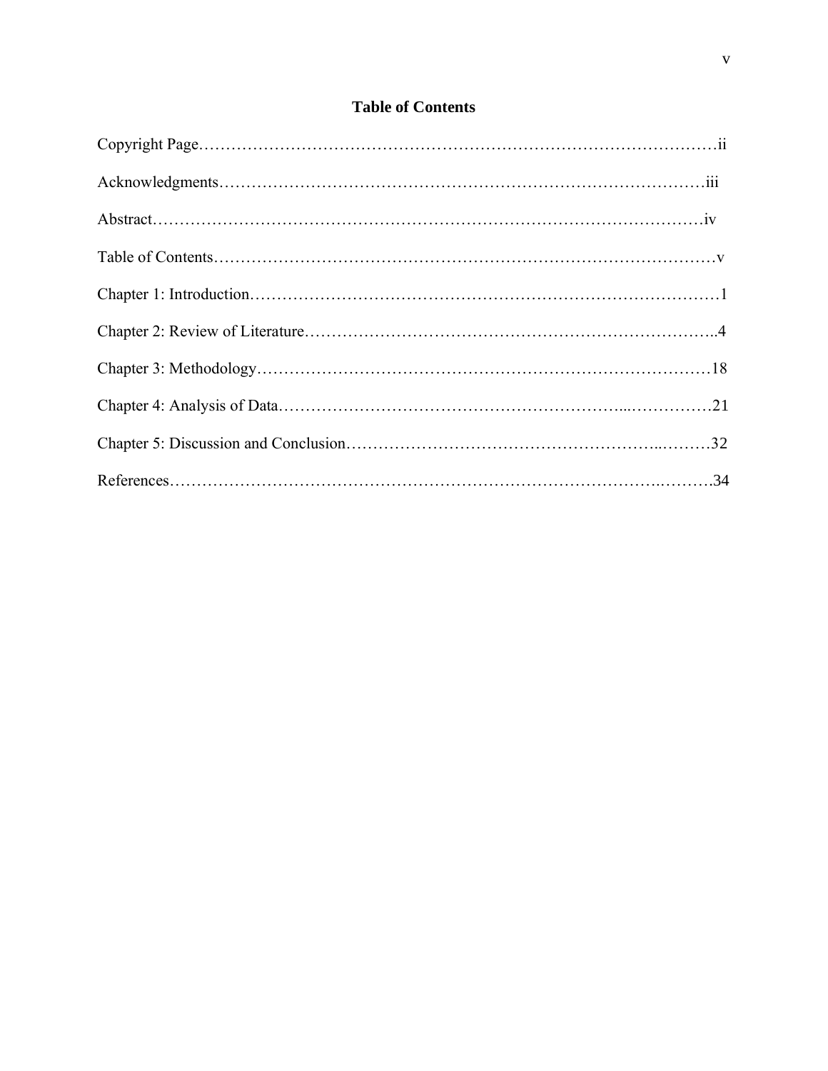## Table of Contents

Copyright Page……………………………………………………………………………………ii

Acknowledgments……………………………………………………………………………iii

Abstract…………………………………………………………………………………………iv

Table of Contents………………………………………………………………………………v

Chapter 1: Introduction…………………………………………………………………………1

Chapter 2: Review of Literature………………………………………………………………..4

Chapter 3: Methodology………………………………………………………………………18

Chapter 4: Analysis of Data……………………………………………………...……………21

Chapter 5: Discussion and Conclusion…………………………………………….…………32

References……………………………………………………………………………..……….34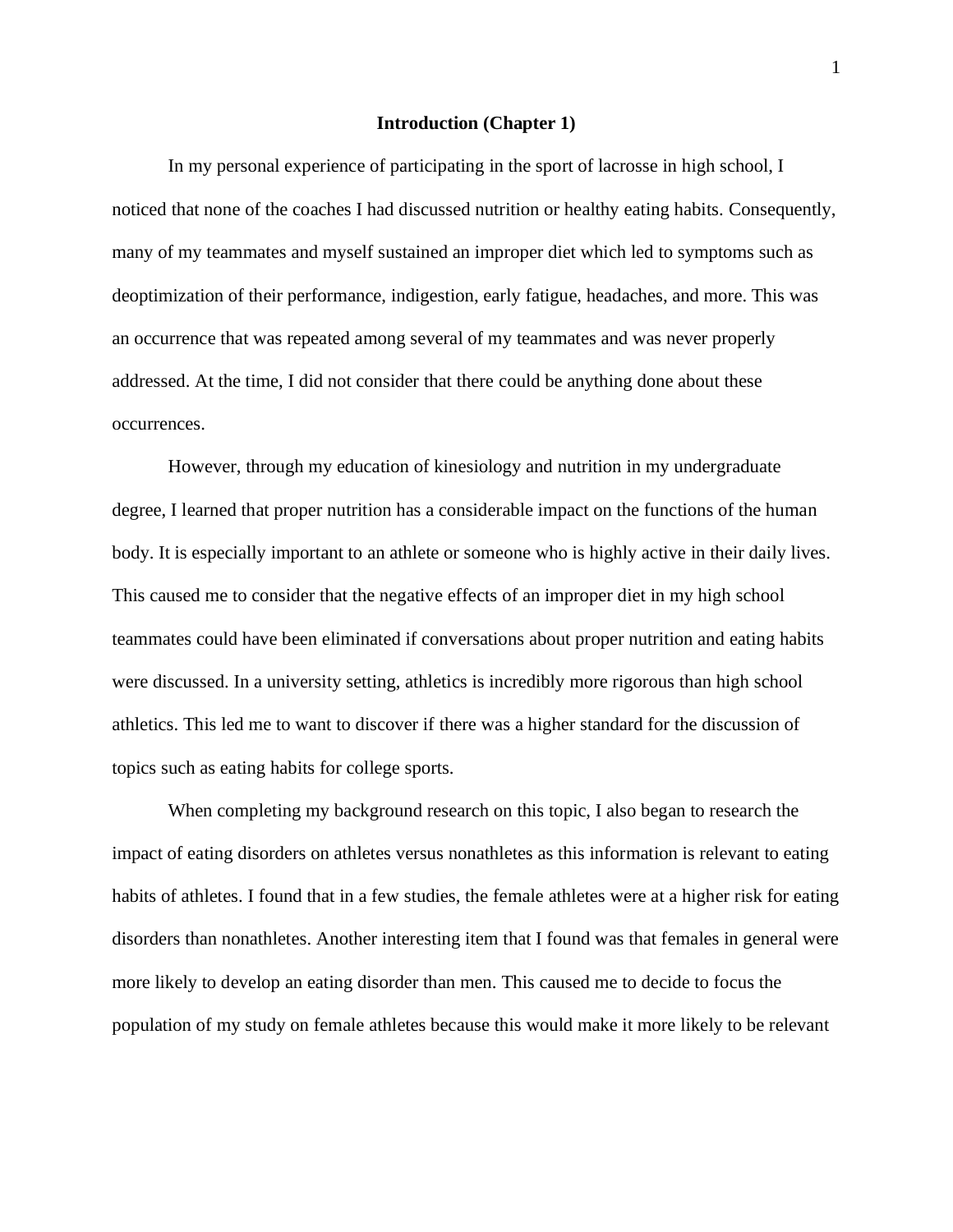# Introduction (Chapter 1)

In my personal experience of participating in the sport of lacrosse in high school, I noticed that none of the coaches I had discussed nutrition or healthy eating habits. Consequently, many of my teammates and myself sustained an improper diet which led to symptoms such as deoptimization of their performance, indigestion, early fatigue, headaches, and more. This was an occurrence that was repeated among several of my teammates and was never properly addressed. At the time, I did not consider that there could be anything done about these occurrences.

However, through my education of kinesiology and nutrition in my undergraduate degree, I learned that proper nutrition has a considerable impact on the functions of the human body. It is especially important to an athlete or someone who is highly active in their daily lives. This caused me to consider that the negative effects of an improper diet in my high school teammates could have been eliminated if conversations about proper nutrition and eating habits were discussed. In a university setting, athletics is incredibly more rigorous than high school athletics. This led me to want to discover if there was a higher standard for the discussion of topics such as eating habits for college sports.

When completing my background research on this topic, I also began to research the impact of eating disorders on athletes versus nonathletes as this information is relevant to eating habits of athletes. I found that in a few studies, the female athletes were at a higher risk for eating disorders than nonathletes. Another interesting item that I found was that females in general were more likely to develop an eating disorder than men. This caused me to decide to focus the population of my study on female athletes because this would make it more likely to be relevant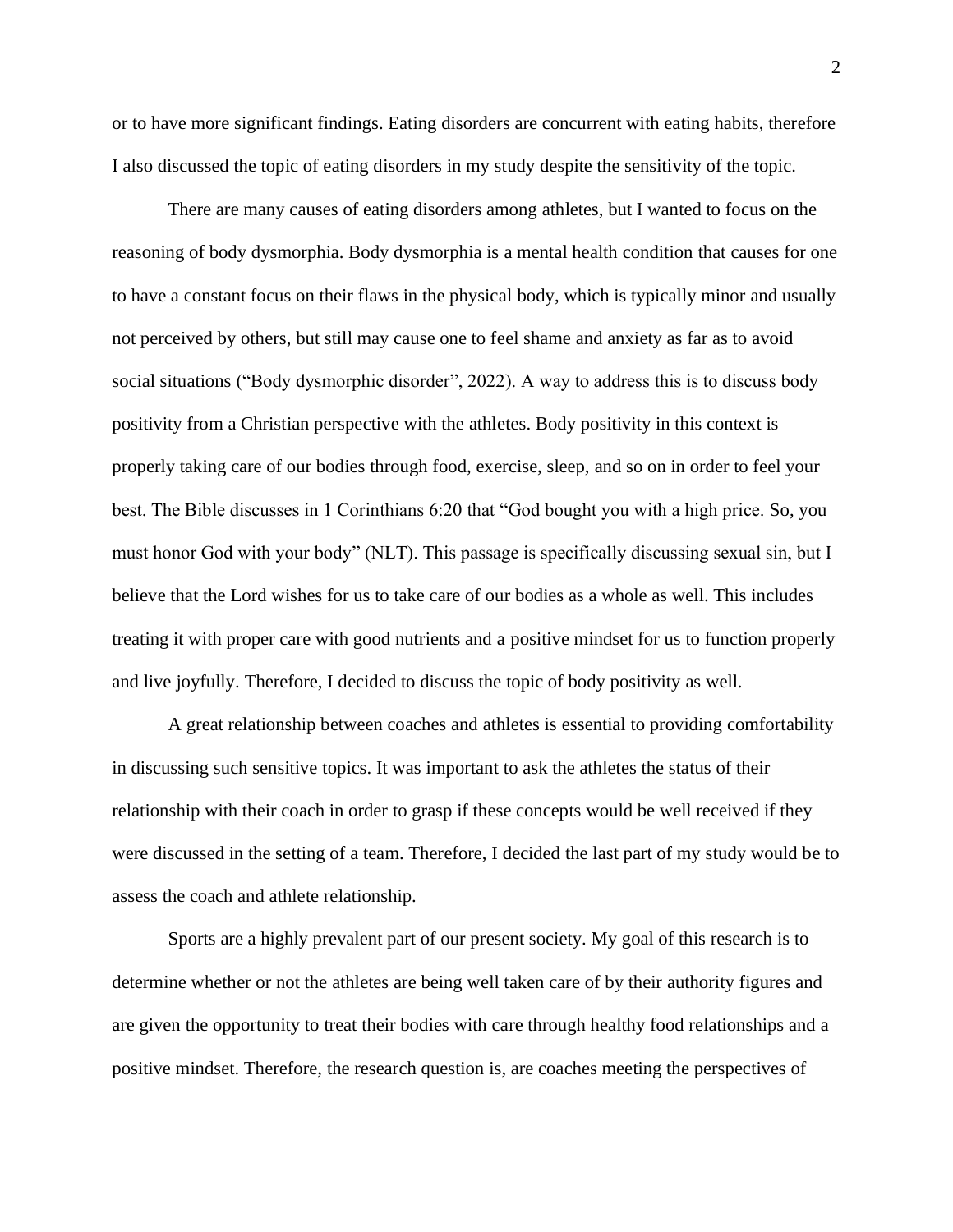or to have more significant findings. Eating disorders are concurrent with eating habits, therefore I also discussed the topic of eating disorders in my study despite the sensitivity of the topic.

There are many causes of eating disorders among athletes, but I wanted to focus on the reasoning of body dysmorphia. Body dysmorphia is a mental health condition that causes for one to have a constant focus on their flaws in the physical body, which is typically minor and usually not perceived by others, but still may cause one to feel shame and anxiety as far as to avoid social situations ("Body dysmorphic disorder", 2022). A way to address this is to discuss body positivity from a Christian perspective with the athletes. Body positivity in this context is properly taking care of our bodies through food, exercise, sleep, and so on in order to feel your best. The Bible discusses in 1 Corinthians 6:20 that "God bought you with a high price. So, you must honor God with your body" (NLT). This passage is specifically discussing sexual sin, but I believe that the Lord wishes for us to take care of our bodies as a whole as well. This includes treating it with proper care with good nutrients and a positive mindset for us to function properly and live joyfully. Therefore, I decided to discuss the topic of body positivity as well.

A great relationship between coaches and athletes is essential to providing comfortability in discussing such sensitive topics. It was important to ask the athletes the status of their relationship with their coach in order to grasp if these concepts would be well received if they were discussed in the setting of a team. Therefore, I decided the last part of my study would be to assess the coach and athlete relationship.

Sports are a highly prevalent part of our present society. My goal of this research is to determine whether or not the athletes are being well taken care of by their authority figures and are given the opportunity to treat their bodies with care through healthy food relationships and a positive mindset. Therefore, the research question is, are coaches meeting the perspectives of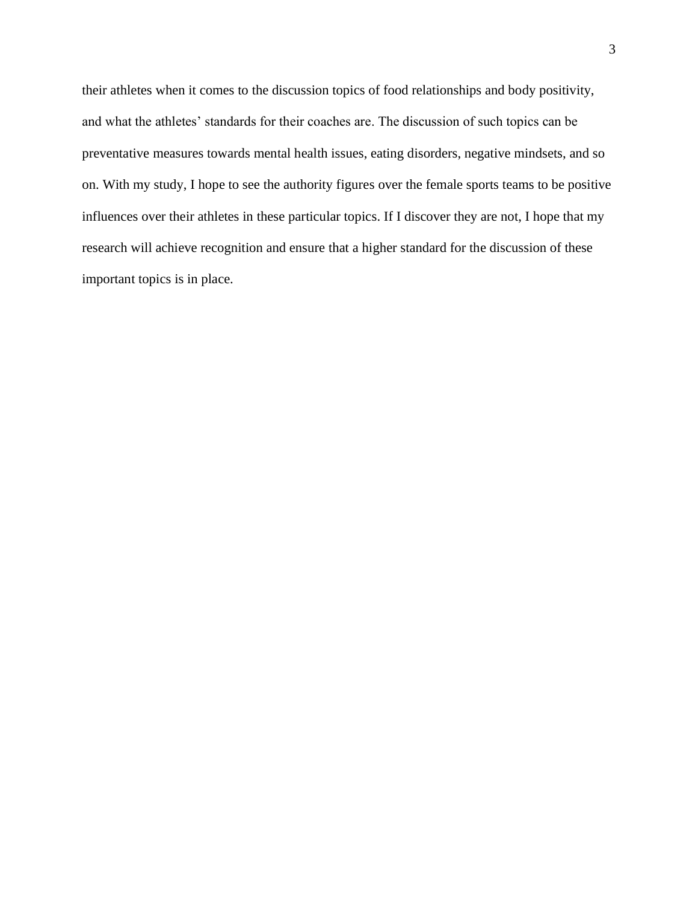their athletes when it comes to the discussion topics of food relationships and body positivity, and what the athletes' standards for their coaches are. The discussion of such topics can be preventative measures towards mental health issues, eating disorders, negative mindsets, and so on. With my study, I hope to see the authority figures over the female sports teams to be positive influences over their athletes in these particular topics. If I discover they are not, I hope that my research will achieve recognition and ensure that a higher standard for the discussion of these important topics is in place.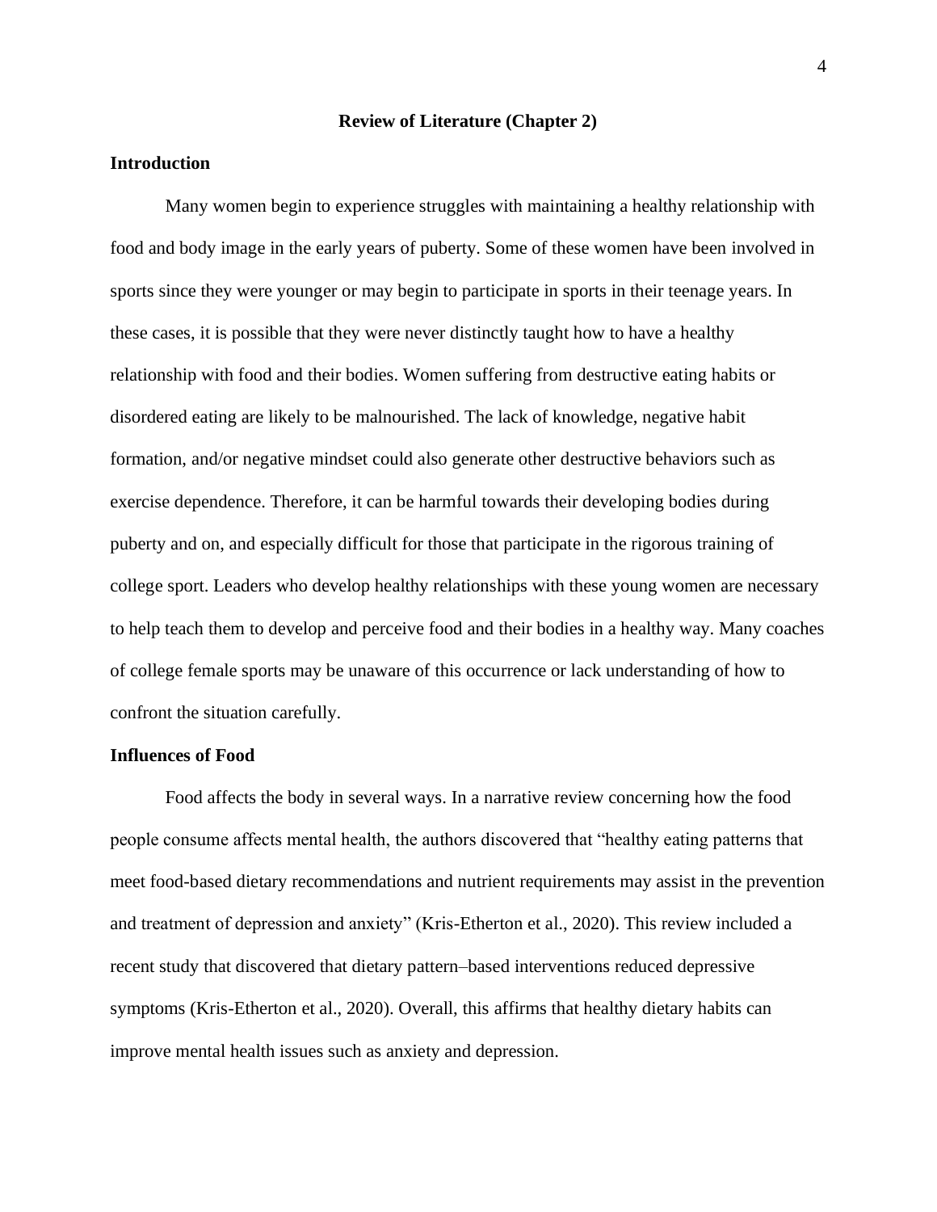## Review of Literature (Chapter 2)

### Introduction

Many women begin to experience struggles with maintaining a healthy relationship with food and body image in the early years of puberty. Some of these women have been involved in sports since they were younger or may begin to participate in sports in their teenage years. In these cases, it is possible that they were never distinctly taught how to have a healthy relationship with food and their bodies. Women suffering from destructive eating habits or disordered eating are likely to be malnourished. The lack of knowledge, negative habit formation, and/or negative mindset could also generate other destructive behaviors such as exercise dependence. Therefore, it can be harmful towards their developing bodies during puberty and on, and especially difficult for those that participate in the rigorous training of college sport. Leaders who develop healthy relationships with these young women are necessary to help teach them to develop and perceive food and their bodies in a healthy way. Many coaches of college female sports may be unaware of this occurrence or lack understanding of how to confront the situation carefully.

### Influences of Food

Food affects the body in several ways. In a narrative review concerning how the food people consume affects mental health, the authors discovered that "healthy eating patterns that meet food-based dietary recommendations and nutrient requirements may assist in the prevention and treatment of depression and anxiety" (Kris-Etherton et al., 2020). This review included a recent study that discovered that dietary pattern–based interventions reduced depressive symptoms (Kris-Etherton et al., 2020). Overall, this affirms that healthy dietary habits can improve mental health issues such as anxiety and depression.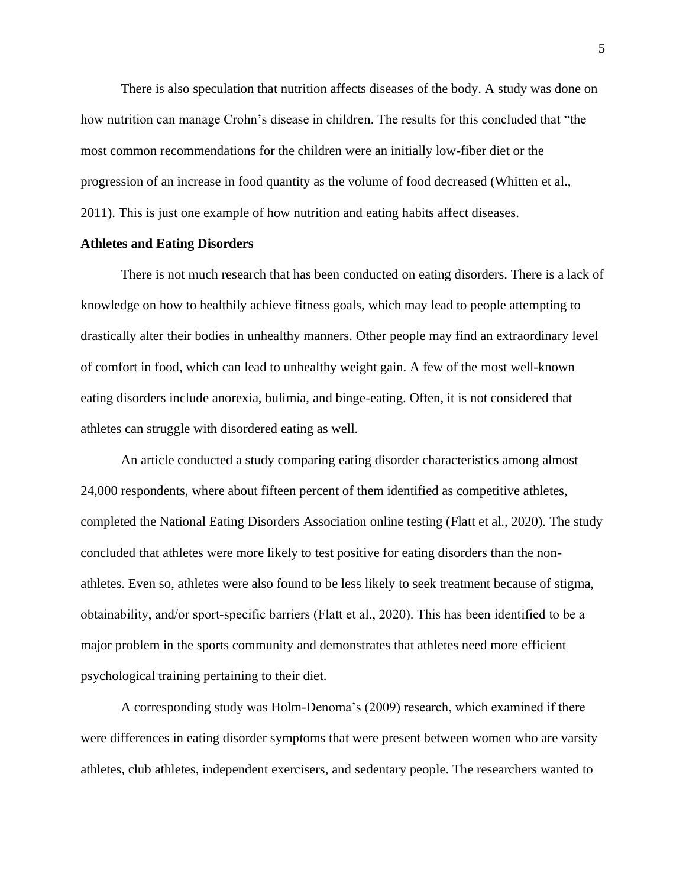There is also speculation that nutrition affects diseases of the body. A study was done on how nutrition can manage Crohn's disease in children. The results for this concluded that "the most common recommendations for the children were an initially low-fiber diet or the progression of an increase in food quantity as the volume of food decreased (Whitten et al., 2011). This is just one example of how nutrition and eating habits affect diseases.

**Athletes and Eating Disorders**

There is not much research that has been conducted on eating disorders. There is a lack of knowledge on how to healthily achieve fitness goals, which may lead to people attempting to drastically alter their bodies in unhealthy manners. Other people may find an extraordinary level of comfort in food, which can lead to unhealthy weight gain. A few of the most well-known eating disorders include anorexia, bulimia, and binge-eating. Often, it is not considered that athletes can struggle with disordered eating as well.

An article conducted a study comparing eating disorder characteristics among almost 24,000 respondents, where about fifteen percent of them identified as competitive athletes, completed the National Eating Disorders Association online testing (Flatt et al., 2020). The study concluded that athletes were more likely to test positive for eating disorders than the non-athletes. Even so, athletes were also found to be less likely to seek treatment because of stigma, obtainability, and/or sport-specific barriers (Flatt et al., 2020). This has been identified to be a major problem in the sports community and demonstrates that athletes need more efficient psychological training pertaining to their diet.

A corresponding study was Holm-Denoma's (2009) research, which examined if there were differences in eating disorder symptoms that were present between women who are varsity athletes, club athletes, independent exercisers, and sedentary people. The researchers wanted to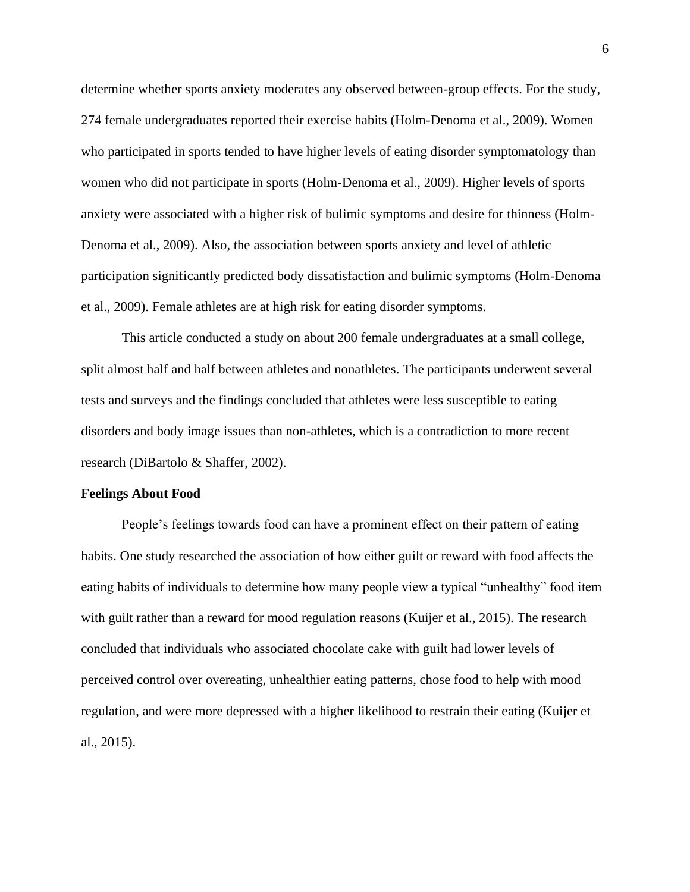determine whether sports anxiety moderates any observed between-group effects. For the study, 274 female undergraduates reported their exercise habits (Holm-Denoma et al., 2009). Women who participated in sports tended to have higher levels of eating disorder symptomatology than women who did not participate in sports (Holm-Denoma et al., 2009). Higher levels of sports anxiety were associated with a higher risk of bulimic symptoms and desire for thinness (Holm-Denoma et al., 2009). Also, the association between sports anxiety and level of athletic participation significantly predicted body dissatisfaction and bulimic symptoms (Holm-Denoma et al., 2009). Female athletes are at high risk for eating disorder symptoms.

This article conducted a study on about 200 female undergraduates at a small college, split almost half and half between athletes and nonathletes. The participants underwent several tests and surveys and the findings concluded that athletes were less susceptible to eating disorders and body image issues than non-athletes, which is a contradiction to more recent research (DiBartolo & Shaffer, 2002).

**Feelings About Food**

People's feelings towards food can have a prominent effect on their pattern of eating habits. One study researched the association of how either guilt or reward with food affects the eating habits of individuals to determine how many people view a typical "unhealthy" food item with guilt rather than a reward for mood regulation reasons (Kuijer et al., 2015). The research concluded that individuals who associated chocolate cake with guilt had lower levels of perceived control over overeating, unhealthier eating patterns, chose food to help with mood regulation, and were more depressed with a higher likelihood to restrain their eating (Kuijer et al., 2015).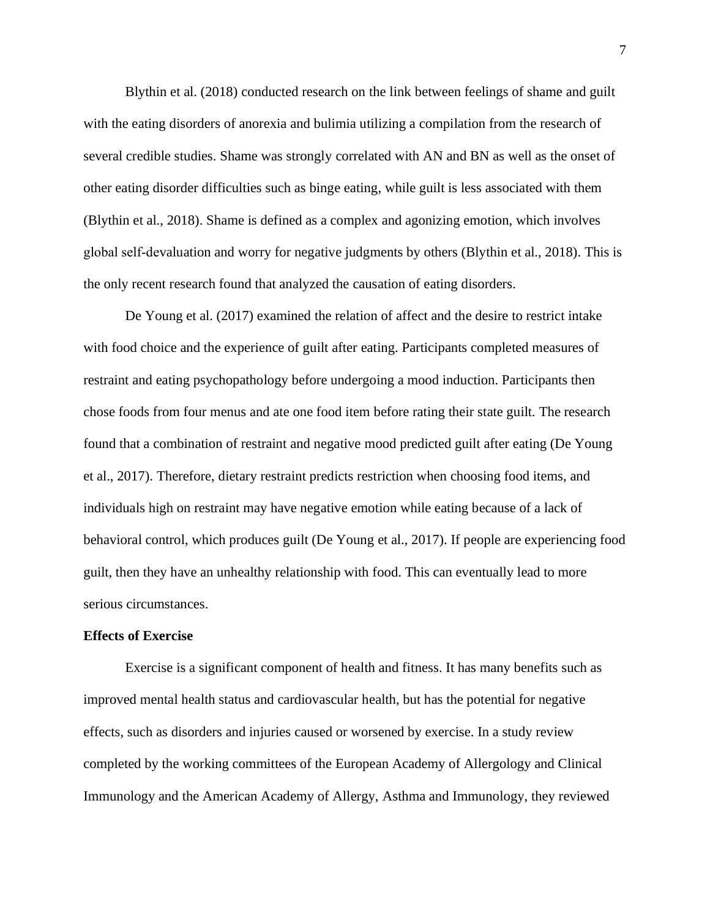Blythin et al. (2018) conducted research on the link between feelings of shame and guilt with the eating disorders of anorexia and bulimia utilizing a compilation from the research of several credible studies. Shame was strongly correlated with AN and BN as well as the onset of other eating disorder difficulties such as binge eating, while guilt is less associated with them (Blythin et al., 2018). Shame is defined as a complex and agonizing emotion, which involves global self-devaluation and worry for negative judgments by others (Blythin et al., 2018). This is the only recent research found that analyzed the causation of eating disorders.

De Young et al. (2017) examined the relation of affect and the desire to restrict intake with food choice and the experience of guilt after eating. Participants completed measures of restraint and eating psychopathology before undergoing a mood induction. Participants then chose foods from four menus and ate one food item before rating their state guilt. The research found that a combination of restraint and negative mood predicted guilt after eating (De Young et al., 2017). Therefore, dietary restraint predicts restriction when choosing food items, and individuals high on restraint may have negative emotion while eating because of a lack of behavioral control, which produces guilt (De Young et al., 2017). If people are experiencing food guilt, then they have an unhealthy relationship with food. This can eventually lead to more serious circumstances.

**Effects of Exercise**

Exercise is a significant component of health and fitness. It has many benefits such as improved mental health status and cardiovascular health, but has the potential for negative effects, such as disorders and injuries caused or worsened by exercise. In a study review completed by the working committees of the European Academy of Allergology and Clinical Immunology and the American Academy of Allergy, Asthma and Immunology, they reviewed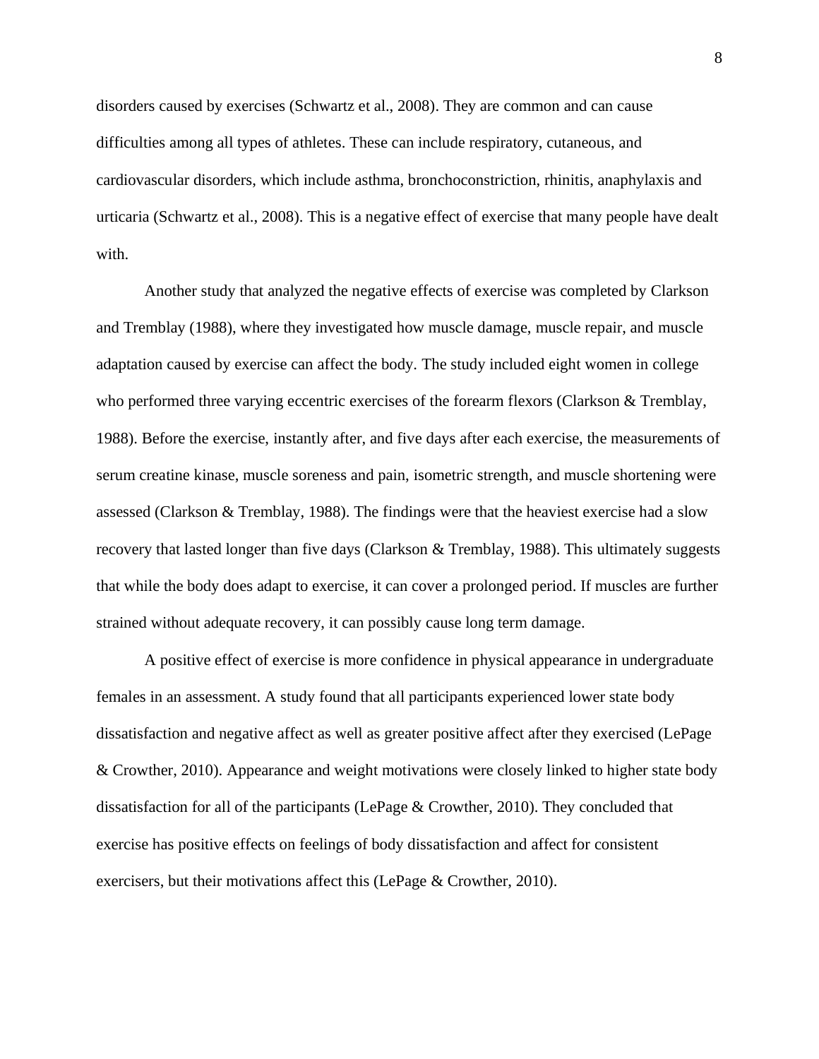disorders caused by exercises (Schwartz et al., 2008). They are common and can cause difficulties among all types of athletes. These can include respiratory, cutaneous, and cardiovascular disorders, which include asthma, bronchoconstriction, rhinitis, anaphylaxis and urticaria (Schwartz et al., 2008). This is a negative effect of exercise that many people have dealt with.

Another study that analyzed the negative effects of exercise was completed by Clarkson and Tremblay (1988), where they investigated how muscle damage, muscle repair, and muscle adaptation caused by exercise can affect the body. The study included eight women in college who performed three varying eccentric exercises of the forearm flexors (Clarkson & Tremblay, 1988). Before the exercise, instantly after, and five days after each exercise, the measurements of serum creatine kinase, muscle soreness and pain, isometric strength, and muscle shortening were assessed (Clarkson & Tremblay, 1988). The findings were that the heaviest exercise had a slow recovery that lasted longer than five days (Clarkson & Tremblay, 1988). This ultimately suggests that while the body does adapt to exercise, it can cover a prolonged period. If muscles are further strained without adequate recovery, it can possibly cause long term damage.

A positive effect of exercise is more confidence in physical appearance in undergraduate females in an assessment. A study found that all participants experienced lower state body dissatisfaction and negative affect as well as greater positive affect after they exercised (LePage & Crowther, 2010). Appearance and weight motivations were closely linked to higher state body dissatisfaction for all of the participants (LePage & Crowther, 2010). They concluded that exercise has positive effects on feelings of body dissatisfaction and affect for consistent exercisers, but their motivations affect this (LePage & Crowther, 2010).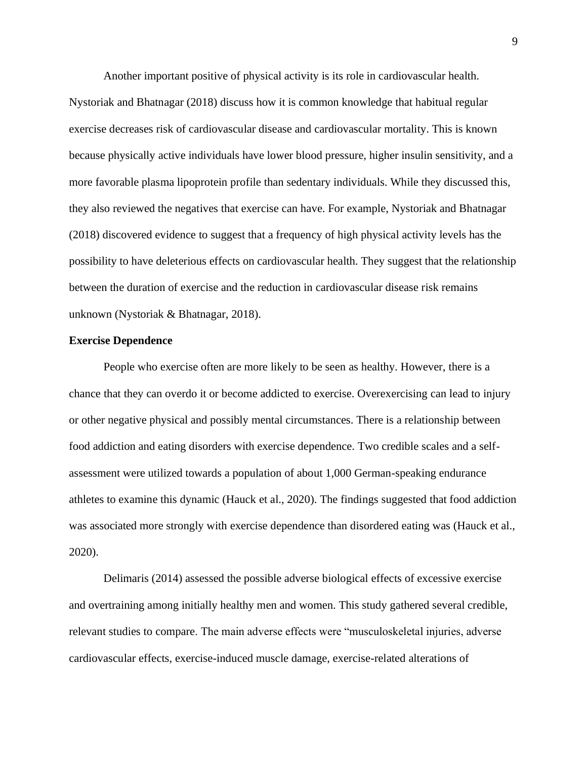Another important positive of physical activity is its role in cardiovascular health. Nystoriak and Bhatnagar (2018) discuss how it is common knowledge that habitual regular exercise decreases risk of cardiovascular disease and cardiovascular mortality. This is known because physically active individuals have lower blood pressure, higher insulin sensitivity, and a more favorable plasma lipoprotein profile than sedentary individuals. While they discussed this, they also reviewed the negatives that exercise can have. For example, Nystoriak and Bhatnagar (2018) discovered evidence to suggest that a frequency of high physical activity levels has the possibility to have deleterious effects on cardiovascular health. They suggest that the relationship between the duration of exercise and the reduction in cardiovascular disease risk remains unknown (Nystoriak & Bhatnagar, 2018).

**Exercise Dependence**

People who exercise often are more likely to be seen as healthy. However, there is a chance that they can overdo it or become addicted to exercise. Overexercising can lead to injury or other negative physical and possibly mental circumstances. There is a relationship between food addiction and eating disorders with exercise dependence. Two credible scales and a self-assessment were utilized towards a population of about 1,000 German-speaking endurance athletes to examine this dynamic (Hauck et al., 2020). The findings suggested that food addiction was associated more strongly with exercise dependence than disordered eating was (Hauck et al., 2020).

Delimaris (2014) assessed the possible adverse biological effects of excessive exercise and overtraining among initially healthy men and women. This study gathered several credible, relevant studies to compare. The main adverse effects were "musculoskeletal injuries, adverse cardiovascular effects, exercise-induced muscle damage, exercise-related alterations of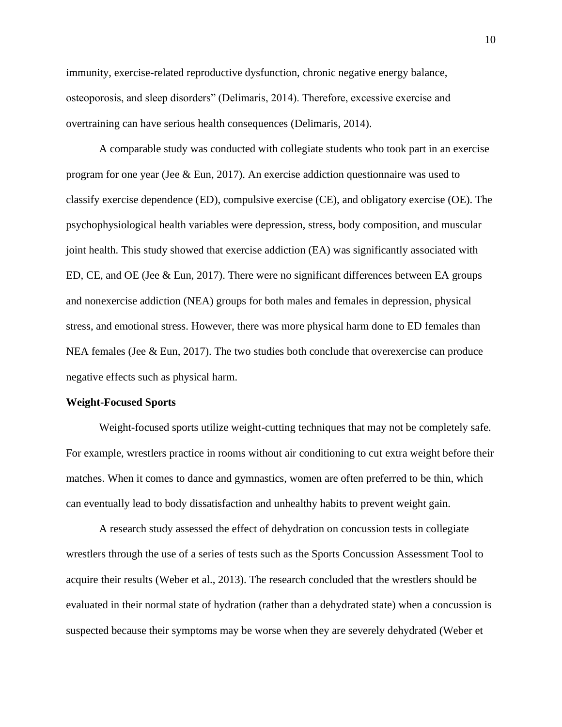immunity, exercise-related reproductive dysfunction, chronic negative energy balance, osteoporosis, and sleep disorders" (Delimaris, 2014). Therefore, excessive exercise and overtraining can have serious health consequences (Delimaris, 2014).

A comparable study was conducted with collegiate students who took part in an exercise program for one year (Jee & Eun, 2017). An exercise addiction questionnaire was used to classify exercise dependence (ED), compulsive exercise (CE), and obligatory exercise (OE). The psychophysiological health variables were depression, stress, body composition, and muscular joint health. This study showed that exercise addiction (EA) was significantly associated with ED, CE, and OE (Jee & Eun, 2017). There were no significant differences between EA groups and nonexercise addiction (NEA) groups for both males and females in depression, physical stress, and emotional stress. However, there was more physical harm done to ED females than NEA females (Jee & Eun, 2017). The two studies both conclude that overexercise can produce negative effects such as physical harm.

**Weight-Focused Sports**

Weight-focused sports utilize weight-cutting techniques that may not be completely safe. For example, wrestlers practice in rooms without air conditioning to cut extra weight before their matches. When it comes to dance and gymnastics, women are often preferred to be thin, which can eventually lead to body dissatisfaction and unhealthy habits to prevent weight gain.

A research study assessed the effect of dehydration on concussion tests in collegiate wrestlers through the use of a series of tests such as the Sports Concussion Assessment Tool to acquire their results (Weber et al., 2013). The research concluded that the wrestlers should be evaluated in their normal state of hydration (rather than a dehydrated state) when a concussion is suspected because their symptoms may be worse when they are severely dehydrated (Weber et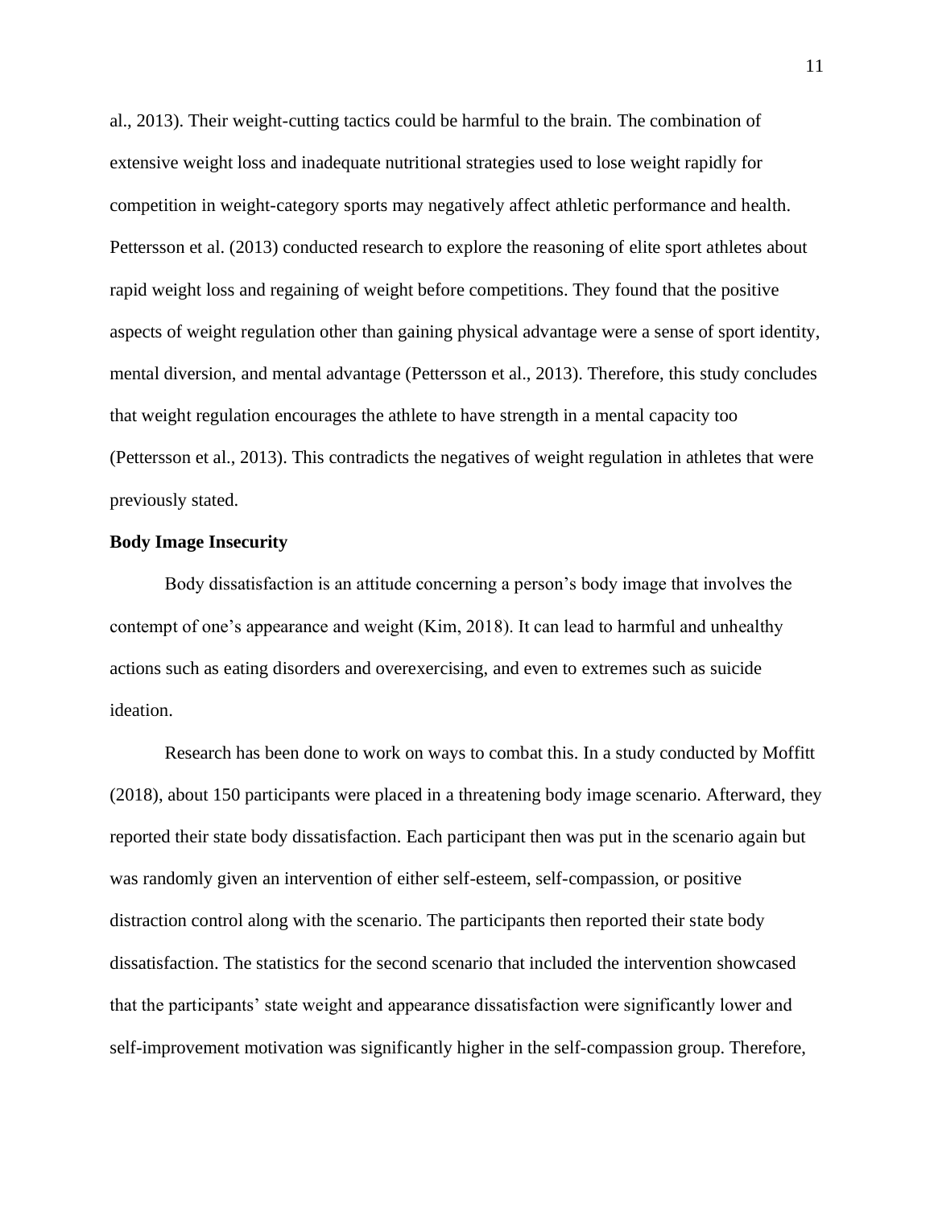al., 2013). Their weight-cutting tactics could be harmful to the brain. The combination of extensive weight loss and inadequate nutritional strategies used to lose weight rapidly for competition in weight-category sports may negatively affect athletic performance and health. Pettersson et al. (2013) conducted research to explore the reasoning of elite sport athletes about rapid weight loss and regaining of weight before competitions. They found that the positive aspects of weight regulation other than gaining physical advantage were a sense of sport identity, mental diversion, and mental advantage (Pettersson et al., 2013). Therefore, this study concludes that weight regulation encourages the athlete to have strength in a mental capacity too (Pettersson et al., 2013). This contradicts the negatives of weight regulation in athletes that were previously stated.

## Body Image Insecurity

Body dissatisfaction is an attitude concerning a person's body image that involves the contempt of one's appearance and weight (Kim, 2018). It can lead to harmful and unhealthy actions such as eating disorders and overexercising, and even to extremes such as suicide ideation.

Research has been done to work on ways to combat this. In a study conducted by Moffitt (2018), about 150 participants were placed in a threatening body image scenario. Afterward, they reported their state body dissatisfaction. Each participant then was put in the scenario again but was randomly given an intervention of either self-esteem, self-compassion, or positive distraction control along with the scenario. The participants then reported their state body dissatisfaction. The statistics for the second scenario that included the intervention showcased that the participants' state weight and appearance dissatisfaction were significantly lower and self-improvement motivation was significantly higher in the self-compassion group. Therefore,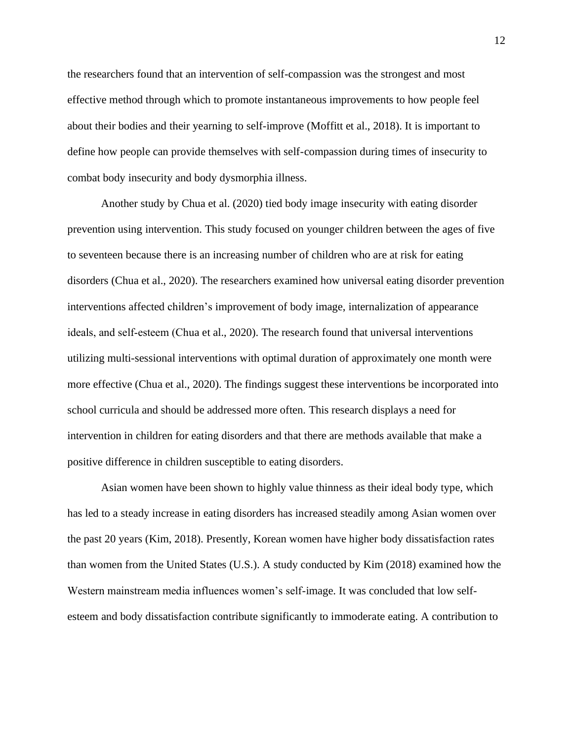the researchers found that an intervention of self-compassion was the strongest and most effective method through which to promote instantaneous improvements to how people feel about their bodies and their yearning to self-improve (Moffitt et al., 2018). It is important to define how people can provide themselves with self-compassion during times of insecurity to combat body insecurity and body dysmorphia illness.

Another study by Chua et al. (2020) tied body image insecurity with eating disorder prevention using intervention. This study focused on younger children between the ages of five to seventeen because there is an increasing number of children who are at risk for eating disorders (Chua et al., 2020). The researchers examined how universal eating disorder prevention interventions affected children's improvement of body image, internalization of appearance ideals, and self-esteem (Chua et al., 2020). The research found that universal interventions utilizing multi-sessional interventions with optimal duration of approximately one month were more effective (Chua et al., 2020). The findings suggest these interventions be incorporated into school curricula and should be addressed more often. This research displays a need for intervention in children for eating disorders and that there are methods available that make a positive difference in children susceptible to eating disorders.

Asian women have been shown to highly value thinness as their ideal body type, which has led to a steady increase in eating disorders has increased steadily among Asian women over the past 20 years (Kim, 2018). Presently, Korean women have higher body dissatisfaction rates than women from the United States (U.S.). A study conducted by Kim (2018) examined how the Western mainstream media influences women's self-image. It was concluded that low self-esteem and body dissatisfaction contribute significantly to immoderate eating. A contribution to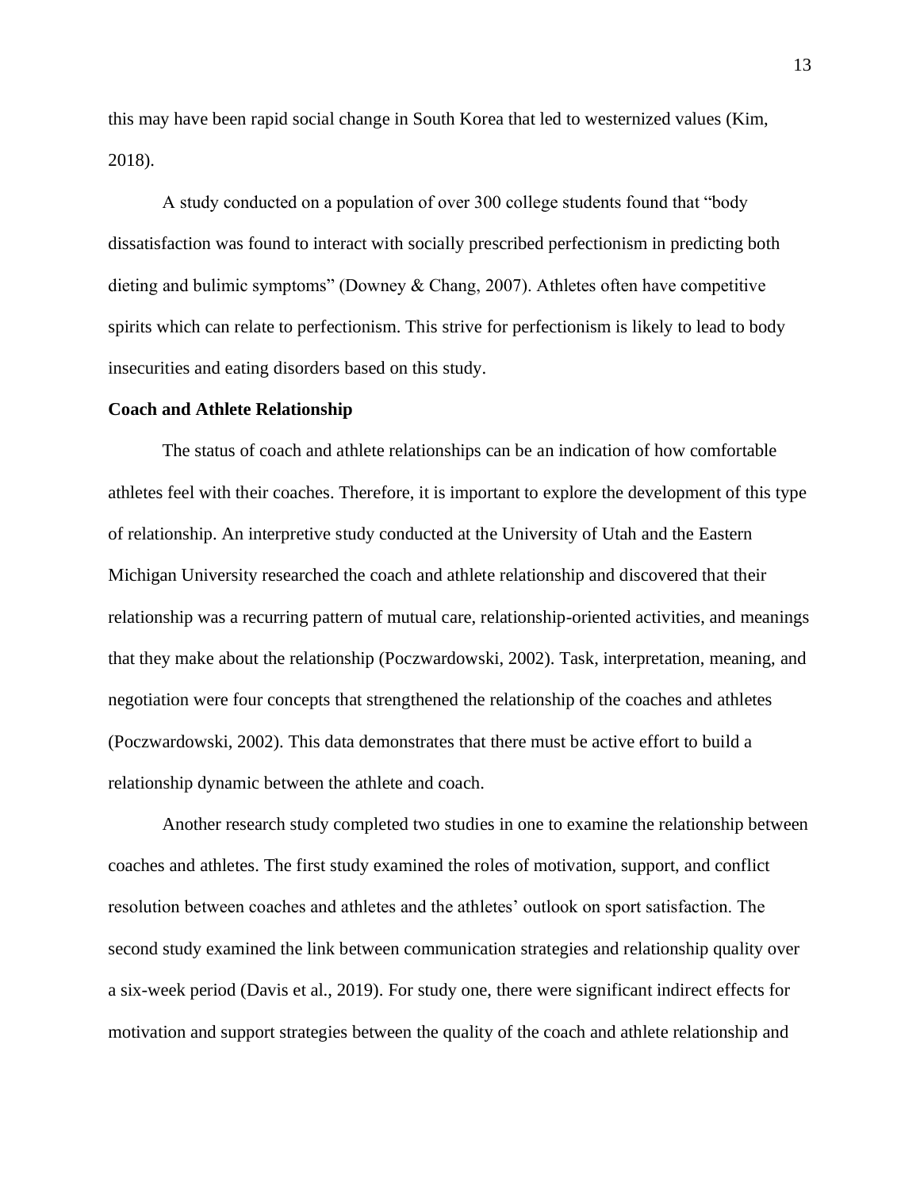this may have been rapid social change in South Korea that led to westernized values (Kim, 2018).

A study conducted on a population of over 300 college students found that "body dissatisfaction was found to interact with socially prescribed perfectionism in predicting both dieting and bulimic symptoms" (Downey & Chang, 2007). Athletes often have competitive spirits which can relate to perfectionism. This strive for perfectionism is likely to lead to body insecurities and eating disorders based on this study.

**Coach and Athlete Relationship**

The status of coach and athlete relationships can be an indication of how comfortable athletes feel with their coaches. Therefore, it is important to explore the development of this type of relationship. An interpretive study conducted at the University of Utah and the Eastern Michigan University researched the coach and athlete relationship and discovered that their relationship was a recurring pattern of mutual care, relationship-oriented activities, and meanings that they make about the relationship (Poczwardowski, 2002). Task, interpretation, meaning, and negotiation were four concepts that strengthened the relationship of the coaches and athletes (Poczwardowski, 2002). This data demonstrates that there must be active effort to build a relationship dynamic between the athlete and coach.

Another research study completed two studies in one to examine the relationship between coaches and athletes. The first study examined the roles of motivation, support, and conflict resolution between coaches and athletes and the athletes' outlook on sport satisfaction. The second study examined the link between communication strategies and relationship quality over a six-week period (Davis et al., 2019). For study one, there were significant indirect effects for motivation and support strategies between the quality of the coach and athlete relationship and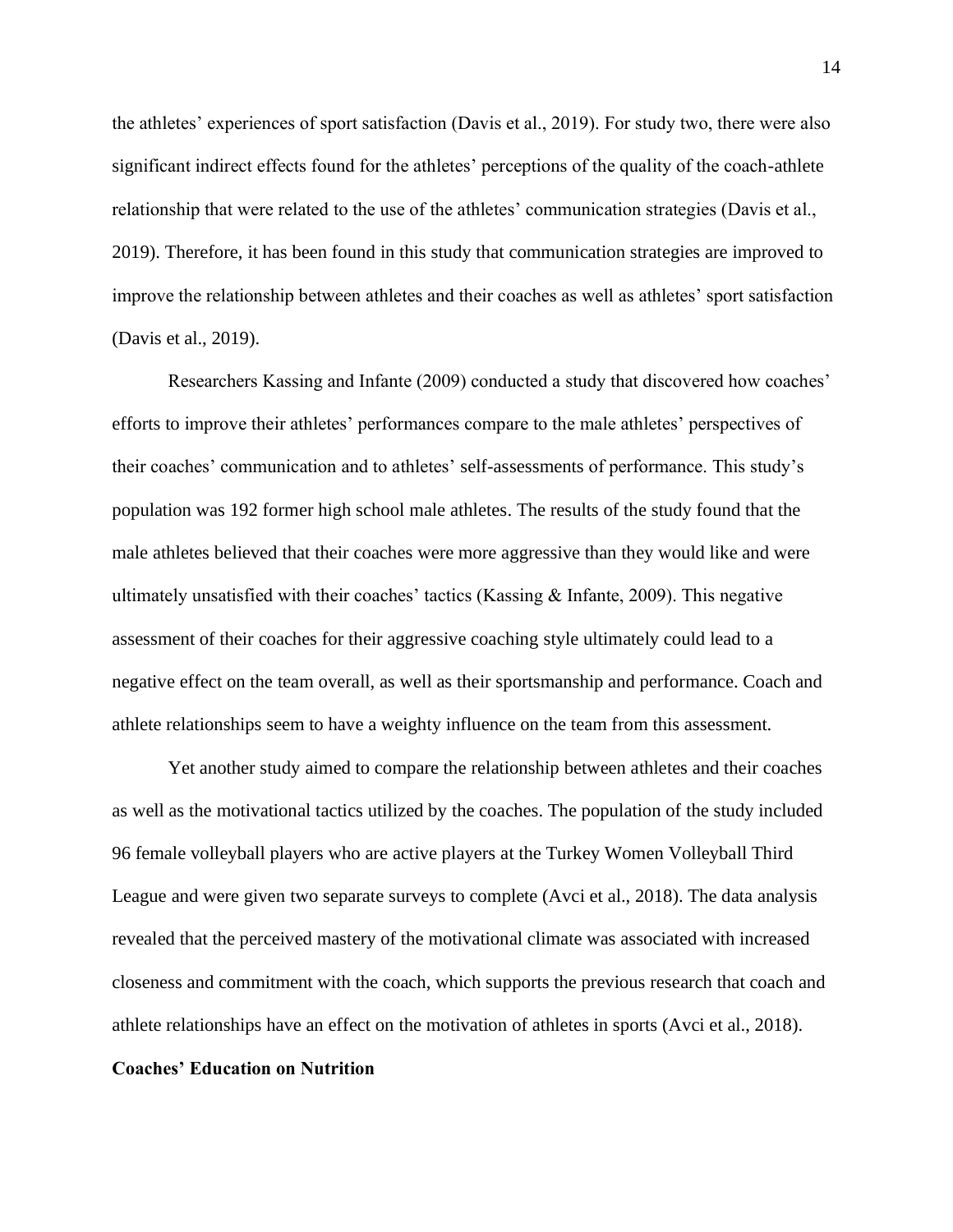the athletes' experiences of sport satisfaction (Davis et al., 2019). For study two, there were also significant indirect effects found for the athletes' perceptions of the quality of the coach-athlete relationship that were related to the use of the athletes' communication strategies (Davis et al., 2019). Therefore, it has been found in this study that communication strategies are improved to improve the relationship between athletes and their coaches as well as athletes' sport satisfaction (Davis et al., 2019).

Researchers Kassing and Infante (2009) conducted a study that discovered how coaches' efforts to improve their athletes' performances compare to the male athletes' perspectives of their coaches' communication and to athletes' self-assessments of performance. This study's population was 192 former high school male athletes. The results of the study found that the male athletes believed that their coaches were more aggressive than they would like and were ultimately unsatisfied with their coaches' tactics (Kassing & Infante, 2009). This negative assessment of their coaches for their aggressive coaching style ultimately could lead to a negative effect on the team overall, as well as their sportsmanship and performance. Coach and athlete relationships seem to have a weighty influence on the team from this assessment.

Yet another study aimed to compare the relationship between athletes and their coaches as well as the motivational tactics utilized by the coaches. The population of the study included 96 female volleyball players who are active players at the Turkey Women Volleyball Third League and were given two separate surveys to complete (Avci et al., 2018). The data analysis revealed that the perceived mastery of the motivational climate was associated with increased closeness and commitment with the coach, which supports the previous research that coach and athlete relationships have an effect on the motivation of athletes in sports (Avci et al., 2018).

**Coaches' Education on Nutrition**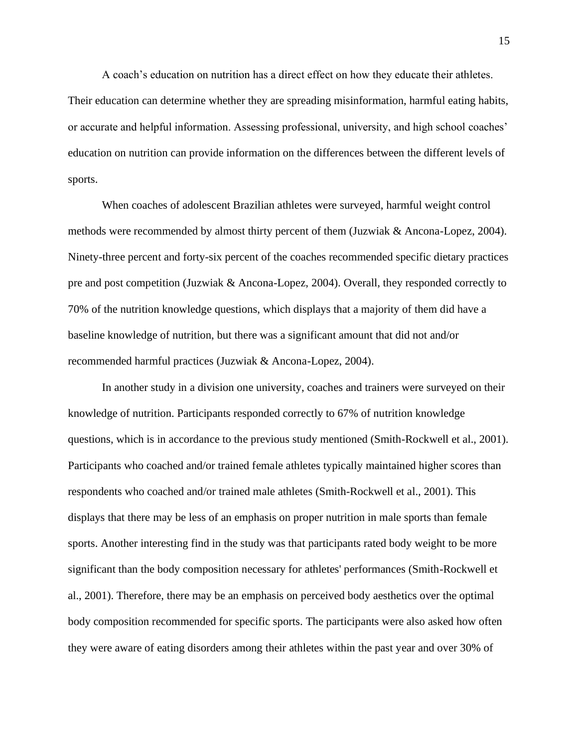A coach's education on nutrition has a direct effect on how they educate their athletes. Their education can determine whether they are spreading misinformation, harmful eating habits, or accurate and helpful information. Assessing professional, university, and high school coaches' education on nutrition can provide information on the differences between the different levels of sports.

When coaches of adolescent Brazilian athletes were surveyed, harmful weight control methods were recommended by almost thirty percent of them (Juzwiak & Ancona-Lopez, 2004). Ninety-three percent and forty-six percent of the coaches recommended specific dietary practices pre and post competition (Juzwiak & Ancona-Lopez, 2004). Overall, they responded correctly to 70% of the nutrition knowledge questions, which displays that a majority of them did have a baseline knowledge of nutrition, but there was a significant amount that did not and/or recommended harmful practices (Juzwiak & Ancona-Lopez, 2004).

In another study in a division one university, coaches and trainers were surveyed on their knowledge of nutrition. Participants responded correctly to 67% of nutrition knowledge questions, which is in accordance to the previous study mentioned (Smith-Rockwell et al., 2001). Participants who coached and/or trained female athletes typically maintained higher scores than respondents who coached and/or trained male athletes (Smith-Rockwell et al., 2001). This displays that there may be less of an emphasis on proper nutrition in male sports than female sports. Another interesting find in the study was that participants rated body weight to be more significant than the body composition necessary for athletes' performances (Smith-Rockwell et al., 2001). Therefore, there may be an emphasis on perceived body aesthetics over the optimal body composition recommended for specific sports. The participants were also asked how often they were aware of eating disorders among their athletes within the past year and over 30% of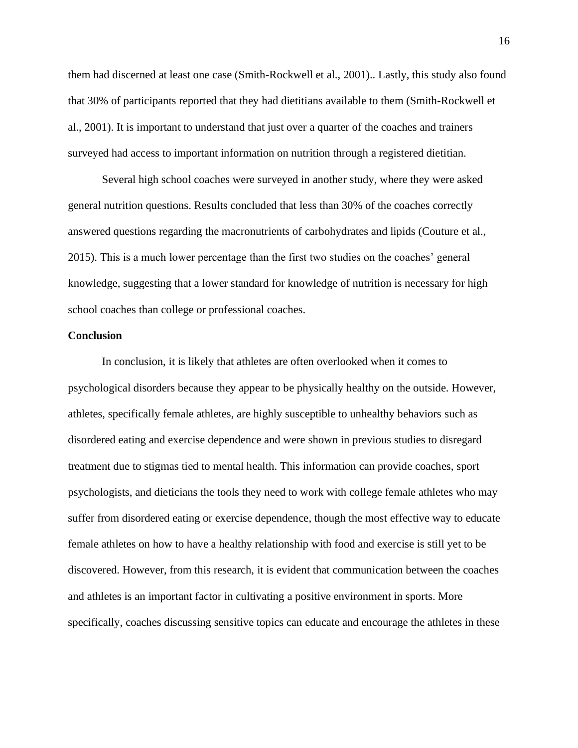them had discerned at least one case (Smith-Rockwell et al., 2001).. Lastly, this study also found that 30% of participants reported that they had dietitians available to them (Smith-Rockwell et al., 2001). It is important to understand that just over a quarter of the coaches and trainers surveyed had access to important information on nutrition through a registered dietitian.

Several high school coaches were surveyed in another study, where they were asked general nutrition questions. Results concluded that less than 30% of the coaches correctly answered questions regarding the macronutrients of carbohydrates and lipids (Couture et al., 2015). This is a much lower percentage than the first two studies on the coaches' general knowledge, suggesting that a lower standard for knowledge of nutrition is necessary for high school coaches than college or professional coaches.

**Conclusion**

In conclusion, it is likely that athletes are often overlooked when it comes to psychological disorders because they appear to be physically healthy on the outside. However, athletes, specifically female athletes, are highly susceptible to unhealthy behaviors such as disordered eating and exercise dependence and were shown in previous studies to disregard treatment due to stigmas tied to mental health. This information can provide coaches, sport psychologists, and dieticians the tools they need to work with college female athletes who may suffer from disordered eating or exercise dependence, though the most effective way to educate female athletes on how to have a healthy relationship with food and exercise is still yet to be discovered. However, from this research, it is evident that communication between the coaches and athletes is an important factor in cultivating a positive environment in sports. More specifically, coaches discussing sensitive topics can educate and encourage the athletes in these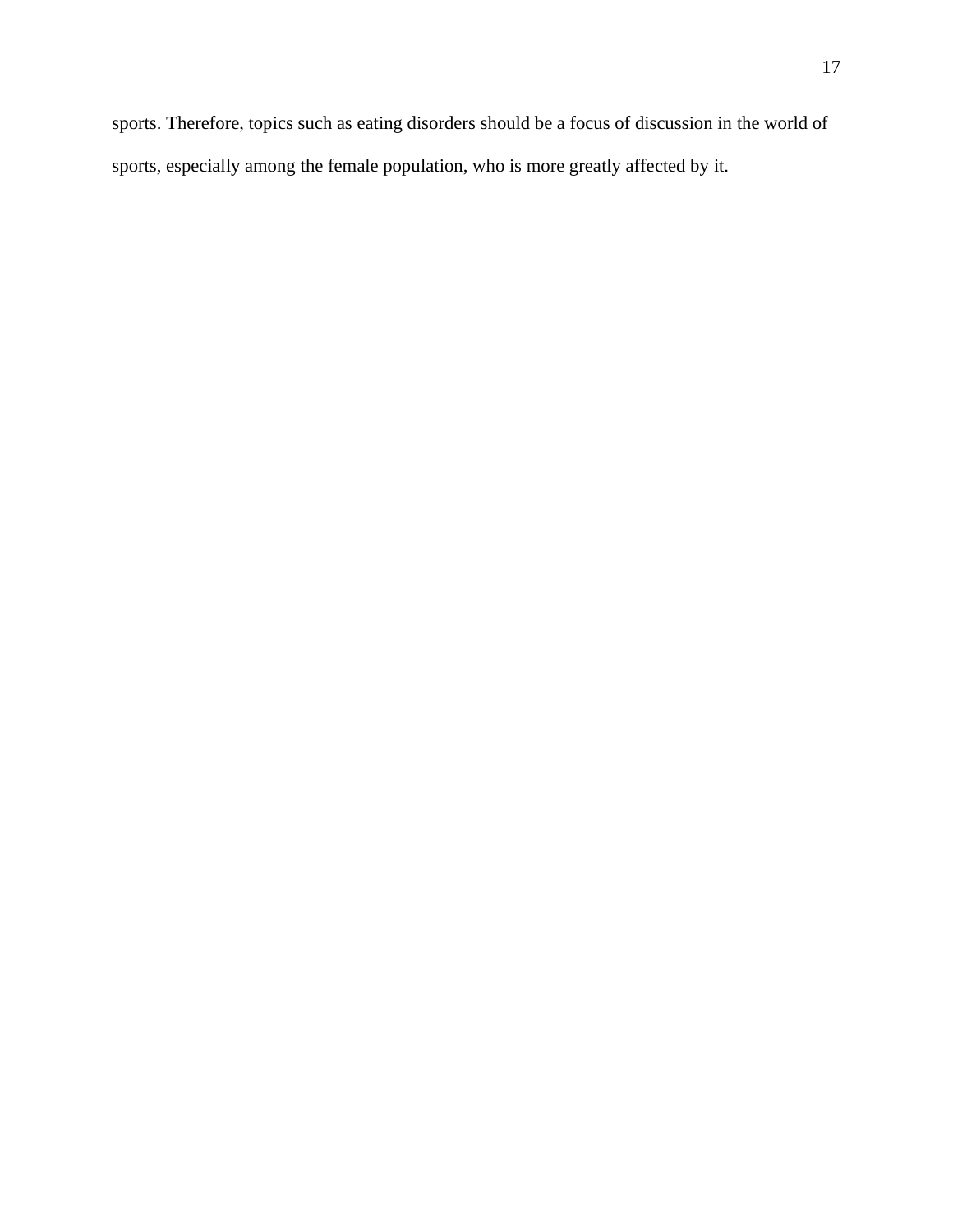sports. Therefore, topics such as eating disorders should be a focus of discussion in the world of sports, especially among the female population, who is more greatly affected by it.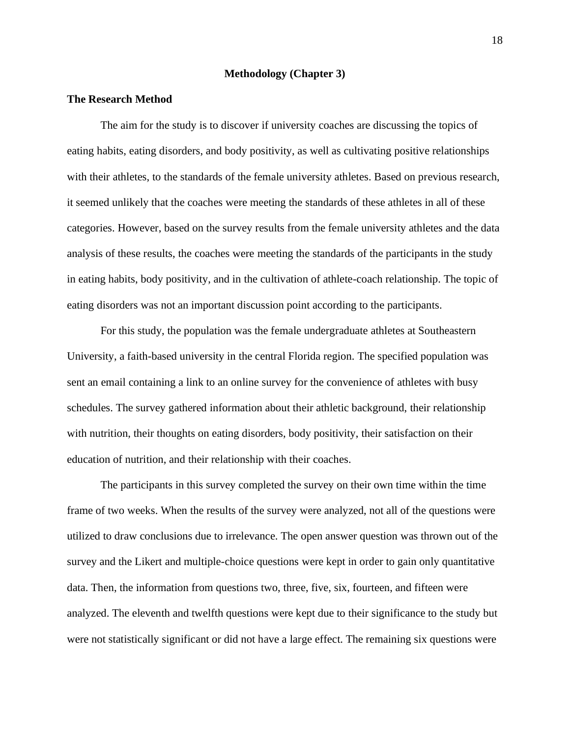## Methodology (Chapter 3)

### The Research Method

The aim for the study is to discover if university coaches are discussing the topics of eating habits, eating disorders, and body positivity, as well as cultivating positive relationships with their athletes, to the standards of the female university athletes. Based on previous research, it seemed unlikely that the coaches were meeting the standards of these athletes in all of these categories. However, based on the survey results from the female university athletes and the data analysis of these results, the coaches were meeting the standards of the participants in the study in eating habits, body positivity, and in the cultivation of athlete-coach relationship. The topic of eating disorders was not an important discussion point according to the participants.

For this study, the population was the female undergraduate athletes at Southeastern University, a faith-based university in the central Florida region. The specified population was sent an email containing a link to an online survey for the convenience of athletes with busy schedules. The survey gathered information about their athletic background, their relationship with nutrition, their thoughts on eating disorders, body positivity, their satisfaction on their education of nutrition, and their relationship with their coaches.

The participants in this survey completed the survey on their own time within the time frame of two weeks. When the results of the survey were analyzed, not all of the questions were utilized to draw conclusions due to irrelevance. The open answer question was thrown out of the survey and the Likert and multiple-choice questions were kept in order to gain only quantitative data. Then, the information from questions two, three, five, six, fourteen, and fifteen were analyzed. The eleventh and twelfth questions were kept due to their significance to the study but were not statistically significant or did not have a large effect. The remaining six questions were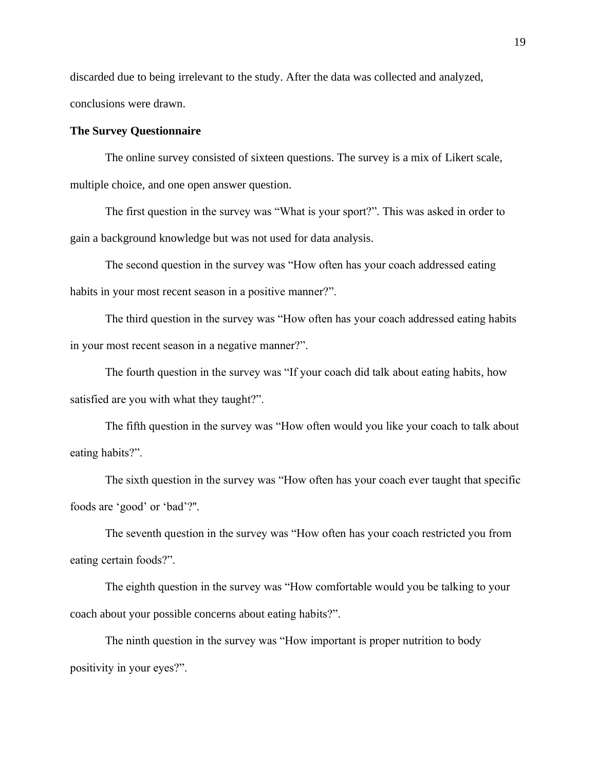discarded due to being irrelevant to the study. After the data was collected and analyzed, conclusions were drawn.

**The Survey Questionnaire**

The online survey consisted of sixteen questions. The survey is a mix of Likert scale, multiple choice, and one open answer question.

The first question in the survey was “What is your sport?”. This was asked in order to gain a background knowledge but was not used for data analysis.

The second question in the survey was “How often has your coach addressed eating habits in your most recent season in a positive manner?”.

The third question in the survey was “How often has your coach addressed eating habits in your most recent season in a negative manner?”.

The fourth question in the survey was “If your coach did talk about eating habits, how satisfied are you with what they taught?”.

The fifth question in the survey was “How often would you like your coach to talk about eating habits?”.

The sixth question in the survey was “How often has your coach ever taught that specific foods are ‘good’ or ‘bad’?".

The seventh question in the survey was “How often has your coach restricted you from eating certain foods?”.

The eighth question in the survey was “How comfortable would you be talking to your coach about your possible concerns about eating habits?”.

The ninth question in the survey was “How important is proper nutrition to body positivity in your eyes?”.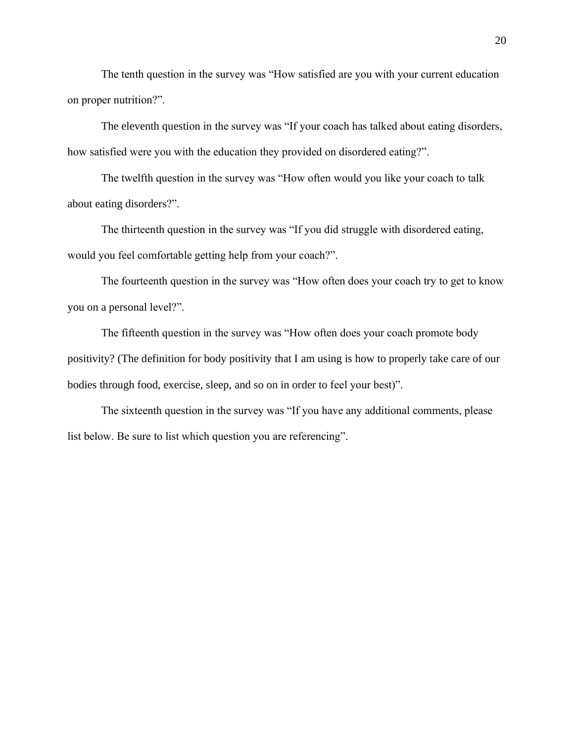The tenth question in the survey was “How satisfied are you with your current education on proper nutrition?”.

The eleventh question in the survey was “If your coach has talked about eating disorders, how satisfied were you with the education they provided on disordered eating?”.

The twelfth question in the survey was “How often would you like your coach to talk about eating disorders?”.

The thirteenth question in the survey was “If you did struggle with disordered eating, would you feel comfortable getting help from your coach?”.

The fourteenth question in the survey was “How often does your coach try to get to know you on a personal level?”.

The fifteenth question in the survey was “How often does your coach promote body positivity? (The definition for body positivity that I am using is how to properly take care of our bodies through food, exercise, sleep, and so on in order to feel your best)”.

The sixteenth question in the survey was “If you have any additional comments, please list below. Be sure to list which question you are referencing”.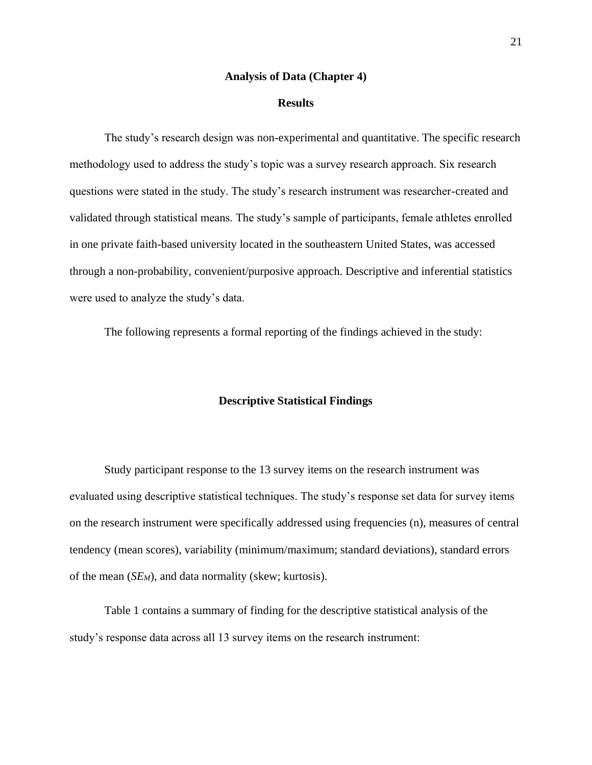## Analysis of Data (Chapter 4)

### Results

The study's research design was non-experimental and quantitative. The specific research methodology used to address the study's topic was a survey research approach. Six research questions were stated in the study. The study's research instrument was researcher-created and validated through statistical means. The study's sample of participants, female athletes enrolled in one private faith-based university located in the southeastern United States, was accessed through a non-probability, convenient/purposive approach. Descriptive and inferential statistics were used to analyze the study's data.

The following represents a formal reporting of the findings achieved in the study:

### Descriptive Statistical Findings

Study participant response to the 13 survey items on the research instrument was evaluated using descriptive statistical techniques. The study's response set data for survey items on the research instrument were specifically addressed using frequencies (n), measures of central tendency (mean scores), variability (minimum/maximum; standard deviations), standard errors of the mean ($SE_M$), and data normality (skew; kurtosis).

Table 1 contains a summary of finding for the descriptive statistical analysis of the study's response data across all 13 survey items on the research instrument: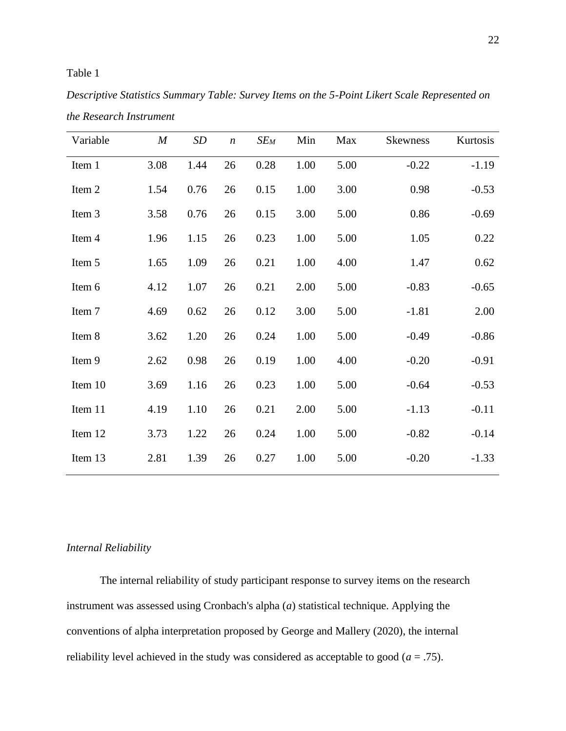Table 1

*Descriptive Statistics Summary Table: Survey Items on the 5-Point Likert Scale Represented on the Research Instrument*

| Variable | *M* | *SD* | *n* | $SE_M$ | Min | Max | Skewness | Kurtosis |
|---|---|---|---|---|---|---|---|---|
| Item 1 | 3.08 | 1.44 | 26 | 0.28 | 1.00 | 5.00 | -0.22 | -1.19 |
| Item 2 | 1.54 | 0.76 | 26 | 0.15 | 1.00 | 3.00 | 0.98 | -0.53 |
| Item 3 | 3.58 | 0.76 | 26 | 0.15 | 3.00 | 5.00 | 0.86 | -0.69 |
| Item 4 | 1.96 | 1.15 | 26 | 0.23 | 1.00 | 5.00 | 1.05 | 0.22 |
| Item 5 | 1.65 | 1.09 | 26 | 0.21 | 1.00 | 4.00 | 1.47 | 0.62 |
| Item 6 | 4.12 | 1.07 | 26 | 0.21 | 2.00 | 5.00 | -0.83 | -0.65 |
| Item 7 | 4.69 | 0.62 | 26 | 0.12 | 3.00 | 5.00 | -1.81 | 2.00 |
| Item 8 | 3.62 | 1.20 | 26 | 0.24 | 1.00 | 5.00 | -0.49 | -0.86 |
| Item 9 | 2.62 | 0.98 | 26 | 0.19 | 1.00 | 4.00 | -0.20 | -0.91 |
| Item 10 | 3.69 | 1.16 | 26 | 0.23 | 1.00 | 5.00 | -0.64 | -0.53 |
| Item 11 | 4.19 | 1.10 | 26 | 0.21 | 2.00 | 5.00 | -1.13 | -0.11 |
| Item 12 | 3.73 | 1.22 | 26 | 0.24 | 1.00 | 5.00 | -0.82 | -0.14 |
| Item 13 | 2.81 | 1.39 | 26 | 0.27 | 1.00 | 5.00 | -0.20 | -1.33 |

*Internal Reliability*

The internal reliability of study participant response to survey items on the research instrument was assessed using Cronbach's alpha (*a*) statistical technique. Applying the conventions of alpha interpretation proposed by George and Mallery (2020), the internal reliability level achieved in the study was considered as acceptable to good (*a* = .75).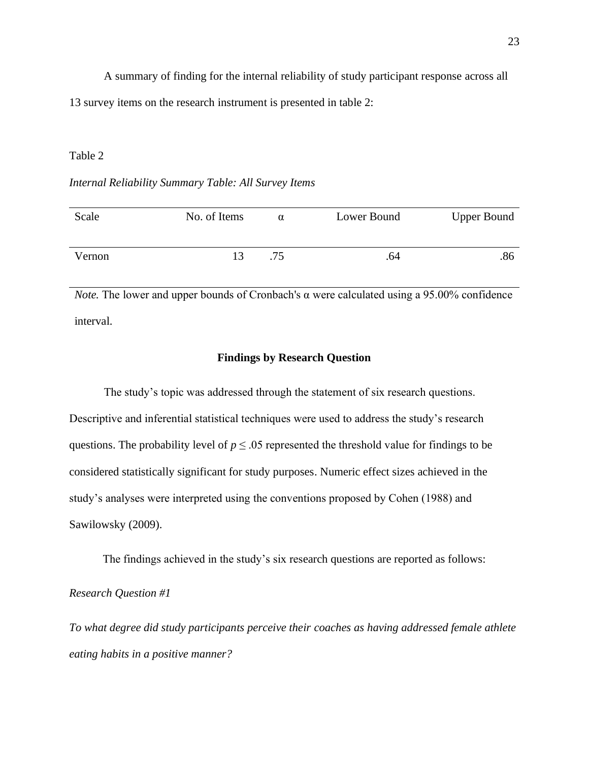A summary of finding for the internal reliability of study participant response across all 13 survey items on the research instrument is presented in table 2:

Table 2

*Internal Reliability Summary Table: All Survey Items*

| Scale | No. of Items | α | Lower Bound | Upper Bound |
|---|---|---|---|---|
| Vernon | 13 | .75 | .64 | .86 |

*Note.* The lower and upper bounds of Cronbach's α were calculated using a 95.00% confidence interval.

**Findings by Research Question**

The study's topic was addressed through the statement of six research questions. Descriptive and inferential statistical techniques were used to address the study's research questions. The probability level of $p \leq .05$ represented the threshold value for findings to be considered statistically significant for study purposes. Numeric effect sizes achieved in the study's analyses were interpreted using the conventions proposed by Cohen (1988) and Sawilowsky (2009).

The findings achieved in the study's six research questions are reported as follows:

*Research Question #1*

*To what degree did study participants perceive their coaches as having addressed female athlete eating habits in a positive manner?*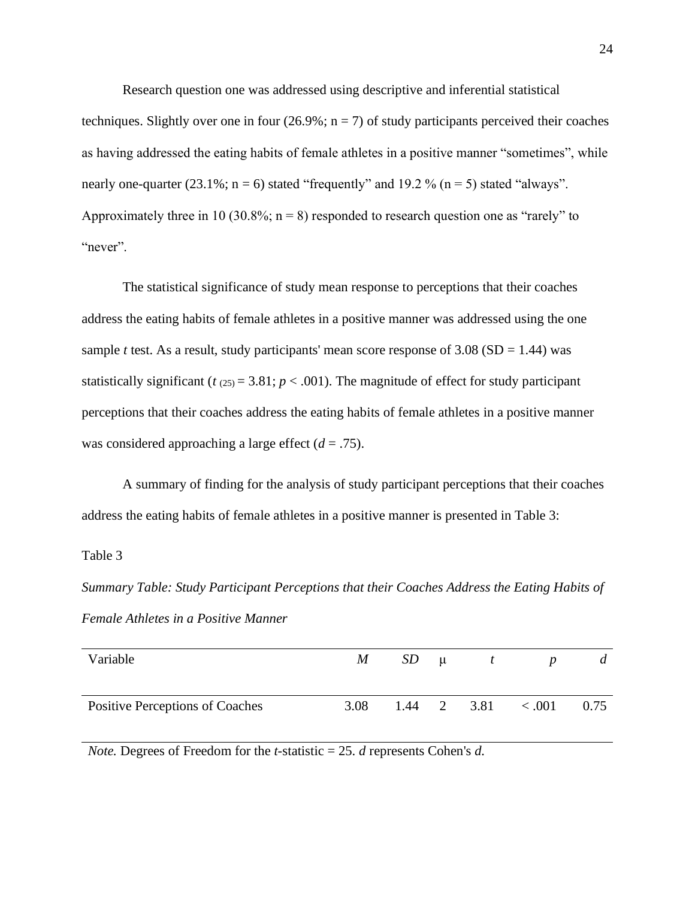Research question one was addressed using descriptive and inferential statistical techniques. Slightly over one in four (26.9%; n = 7) of study participants perceived their coaches as having addressed the eating habits of female athletes in a positive manner "sometimes", while nearly one-quarter (23.1%; n = 6) stated "frequently" and 19.2 % (n = 5) stated "always". Approximately three in 10 (30.8%; n = 8) responded to research question one as "rarely" to "never".

The statistical significance of study mean response to perceptions that their coaches address the eating habits of female athletes in a positive manner was addressed using the one sample *t* test. As a result, study participants' mean score response of 3.08 (SD = 1.44) was statistically significant ($t_{(25)} = 3.81$; $p < .001$). The magnitude of effect for study participant perceptions that their coaches address the eating habits of female athletes in a positive manner was considered approaching a large effect ($d = .75$).

A summary of finding for the analysis of study participant perceptions that their coaches address the eating habits of female athletes in a positive manner is presented in Table 3:

Table 3

*Summary Table: Study Participant Perceptions that their Coaches Address the Eating Habits of Female Athletes in a Positive Manner*

| Variable | *M* | *SD* | μ | *t* | *p* | *d* |
|---|---|---|---|---|---|---|
| Positive Perceptions of Coaches | 3.08 | 1.44 | 2 | 3.81 | < .001 | 0.75 |

*Note.* Degrees of Freedom for the *t*-statistic = 25. *d* represents Cohen's *d.*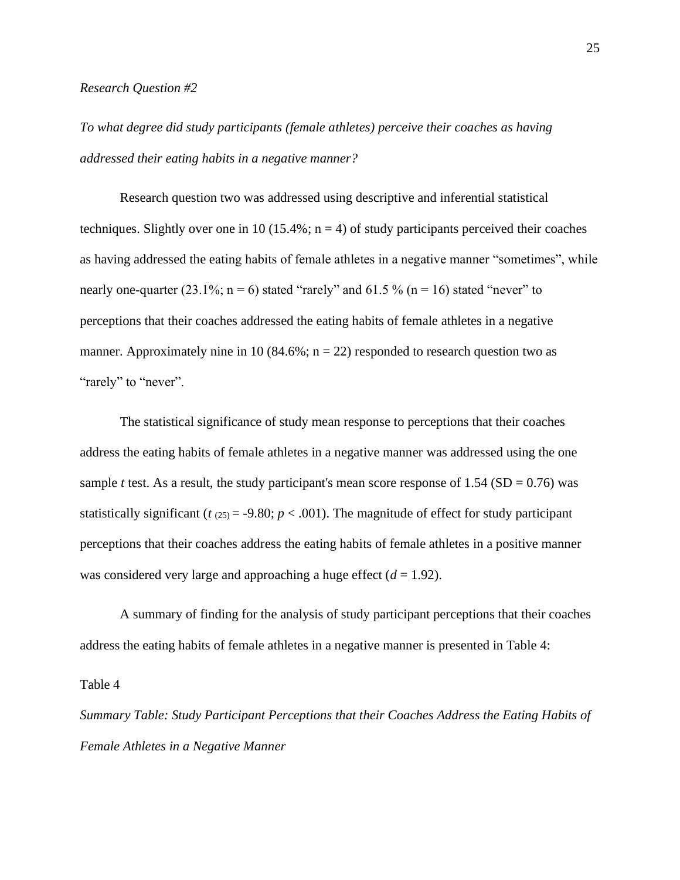*Research Question #2*

*To what degree did study participants (female athletes) perceive their coaches as having addressed their eating habits in a negative manner?*

Research question two was addressed using descriptive and inferential statistical techniques. Slightly over one in 10 (15.4%; n = 4) of study participants perceived their coaches as having addressed the eating habits of female athletes in a negative manner "sometimes", while nearly one-quarter (23.1%; n = 6) stated "rarely" and 61.5 % (n = 16) stated "never" to perceptions that their coaches addressed the eating habits of female athletes in a negative manner. Approximately nine in 10 (84.6%; n = 22) responded to research question two as "rarely" to "never".

The statistical significance of study mean response to perceptions that their coaches address the eating habits of female athletes in a negative manner was addressed using the one sample *t* test. As a result, the study participant's mean score response of 1.54 (SD = 0.76) was statistically significant ($t_{(25)} = -9.80$; $p < .001$). The magnitude of effect for study participant perceptions that their coaches address the eating habits of female athletes in a positive manner was considered very large and approaching a huge effect ($d = 1.92$).

A summary of finding for the analysis of study participant perceptions that their coaches address the eating habits of female athletes in a negative manner is presented in Table 4:

Table 4

*Summary Table: Study Participant Perceptions that their Coaches Address the Eating Habits of Female Athletes in a Negative Manner*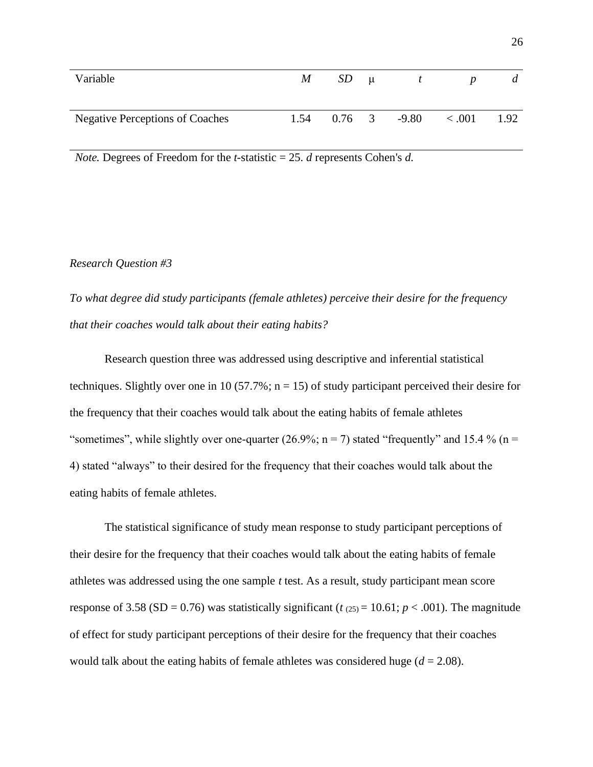| Variable | *M* | *SD* | μ | *t* | *p* | *d* |
|---|---|---|---|---|---|---|
| Negative Perceptions of Coaches | 1.54 | 0.76 | 3 | -9.80 | < .001 | 1.92 |

*Note.* Degrees of Freedom for the *t*-statistic = 25. *d* represents Cohen's *d*.

*Research Question #3*

*To what degree did study participants (female athletes) perceive their desire for the frequency that their coaches would talk about their eating habits?*

Research question three was addressed using descriptive and inferential statistical techniques. Slightly over one in 10 (57.7%; n = 15) of study participant perceived their desire for the frequency that their coaches would talk about the eating habits of female athletes "sometimes", while slightly over one-quarter (26.9%; n = 7) stated "frequently" and 15.4 % (n = 4) stated "always" to their desired for the frequency that their coaches would talk about the eating habits of female athletes.

The statistical significance of study mean response to study participant perceptions of their desire for the frequency that their coaches would talk about the eating habits of female athletes was addressed using the one sample *t* test. As a result, study participant mean score response of 3.58 (SD = 0.76) was statistically significant ($t_{(25)} = 10.61$; $p < .001$). The magnitude of effect for study participant perceptions of their desire for the frequency that their coaches would talk about the eating habits of female athletes was considered huge ($d = 2.08$).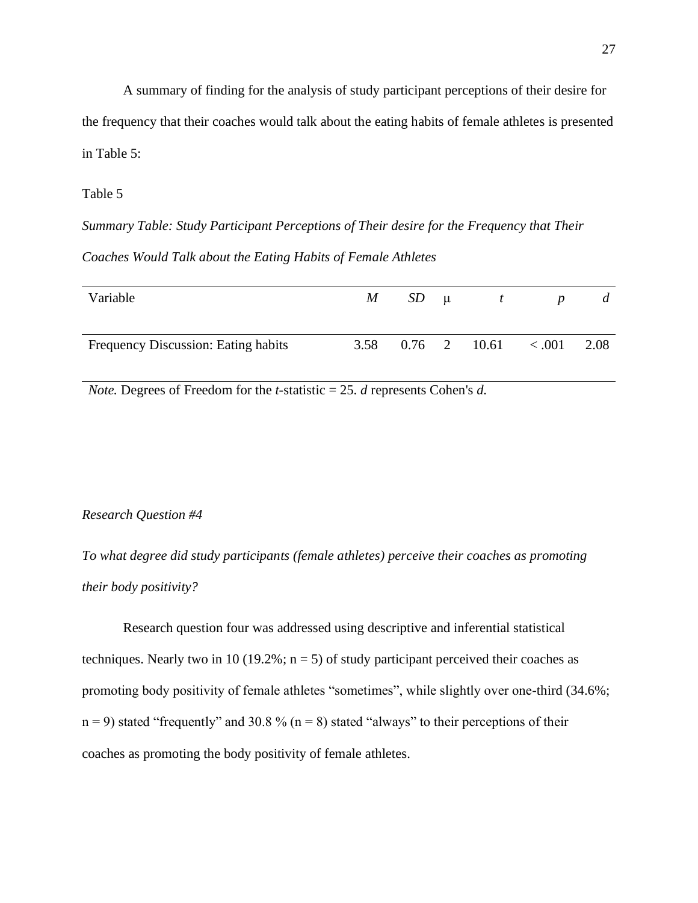A summary of finding for the analysis of study participant perceptions of their desire for the frequency that their coaches would talk about the eating habits of female athletes is presented in Table 5:

Table 5

*Summary Table: Study Participant Perceptions of Their desire for the Frequency that Their Coaches Would Talk about the Eating Habits of Female Athletes*

| Variable | *M* | *SD* | μ | *t* | *p* | *d* |
|---|---|---|---|---|---|---|
| Frequency Discussion: Eating habits | 3.58 | 0.76 | 2 | 10.61 | < .001 | 2.08 |

*Note.* Degrees of Freedom for the *t*-statistic = 25. *d* represents Cohen's *d.*

*Research Question #4*

*To what degree did study participants (female athletes) perceive their coaches as promoting their body positivity?*

Research question four was addressed using descriptive and inferential statistical techniques. Nearly two in 10 (19.2%; n = 5) of study participant perceived their coaches as promoting body positivity of female athletes "sometimes", while slightly over one-third (34.6%; n = 9) stated "frequently" and 30.8 % (n = 8) stated "always" to their perceptions of their coaches as promoting the body positivity of female athletes.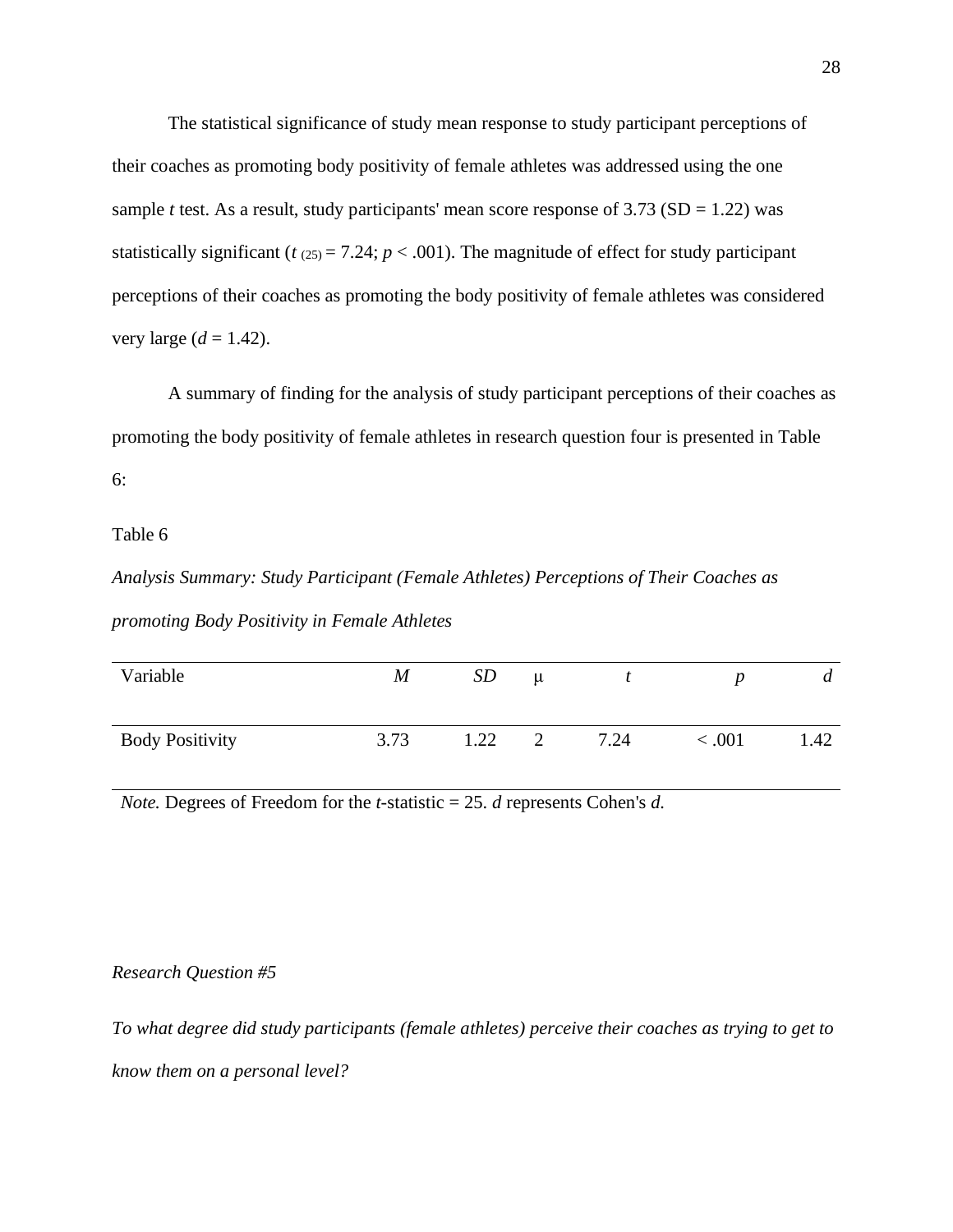The statistical significance of study mean response to study participant perceptions of their coaches as promoting body positivity of female athletes was addressed using the one sample *t* test. As a result, study participants' mean score response of 3.73 (SD = 1.22) was statistically significant ($t_{(25)} = 7.24$; $p < .001$). The magnitude of effect for study participant perceptions of their coaches as promoting the body positivity of female athletes was considered very large ($d = 1.42$).

A summary of finding for the analysis of study participant perceptions of their coaches as promoting the body positivity of female athletes in research question four is presented in Table 6:

Table 6

*Analysis Summary: Study Participant (Female Athletes) Perceptions of Their Coaches as promoting Body Positivity in Female Athletes*

| Variable | *M* | *SD* | μ | *t* | *p* | *d* |
|---|---|---|---|---|---|---|
| Body Positivity | 3.73 | 1.22 | 2 | 7.24 | < .001 | 1.42 |

*Note.* Degrees of Freedom for the *t*-statistic = 25. *d* represents Cohen's *d*.

*Research Question #5*

*To what degree did study participants (female athletes) perceive their coaches as trying to get to know them on a personal level?*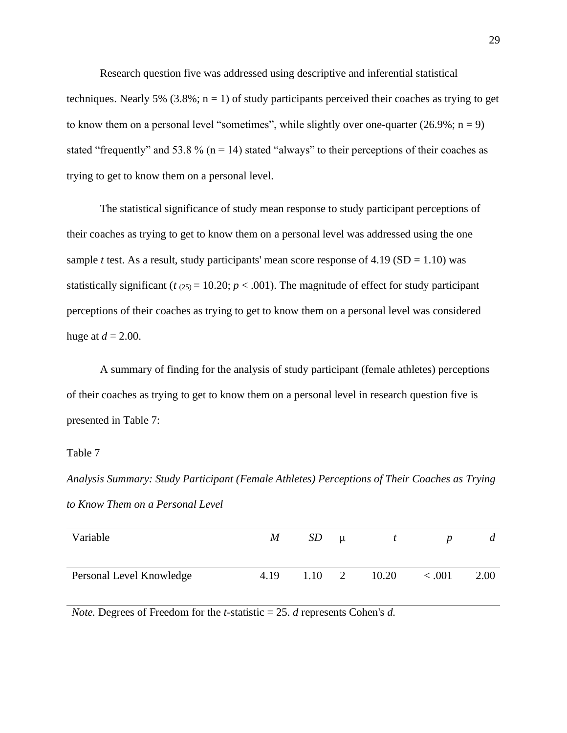Research question five was addressed using descriptive and inferential statistical techniques. Nearly 5% (3.8%; n = 1) of study participants perceived their coaches as trying to get to know them on a personal level "sometimes", while slightly over one-quarter (26.9%; n = 9) stated "frequently" and 53.8 % (n = 14) stated "always" to their perceptions of their coaches as trying to get to know them on a personal level.

The statistical significance of study mean response to study participant perceptions of their coaches as trying to get to know them on a personal level was addressed using the one sample *t* test. As a result, study participants' mean score response of 4.19 (SD = 1.10) was statistically significant ($t_{(25)} = 10.20$; $p < .001$). The magnitude of effect for study participant perceptions of their coaches as trying to get to know them on a personal level was considered huge at $d = 2.00$.

A summary of finding for the analysis of study participant (female athletes) perceptions of their coaches as trying to get to know them on a personal level in research question five is presented in Table 7:

Table 7

*Analysis Summary: Study Participant (Female Athletes) Perceptions of Their Coaches as Trying to Know Them on a Personal Level*

| Variable | *M* | *SD* | μ | *t* | *p* | *d* |
|---|---|---|---|---|---|---|
| Personal Level Knowledge | 4.19 | 1.10 | 2 | 10.20 | < .001 | 2.00 |

*Note.* Degrees of Freedom for the *t*-statistic = 25. *d* represents Cohen's *d.*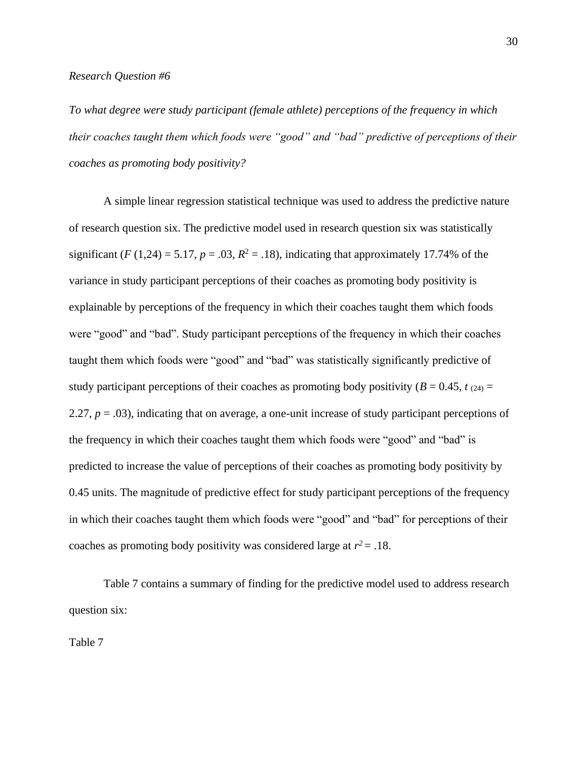*Research Question #6*

*To what degree were study participant (female athlete) perceptions of the frequency in which their coaches taught them which foods were "good" and "bad" predictive of perceptions of their coaches as promoting body positivity?*

A simple linear regression statistical technique was used to address the predictive nature of research question six. The predictive model used in research question six was statistically significant ($F$ (1,24) = 5.17, $p$ = .03, $R^2$ = .18), indicating that approximately 17.74% of the variance in study participant perceptions of their coaches as promoting body positivity is explainable by perceptions of the frequency in which their coaches taught them which foods were "good" and "bad". Study participant perceptions of the frequency in which their coaches taught them which foods were "good" and "bad" was statistically significantly predictive of study participant perceptions of their coaches as promoting body positivity ($B$ = 0.45, $t_{(24)}$ = 2.27, $p$ = .03), indicating that on average, a one-unit increase of study participant perceptions of the frequency in which their coaches taught them which foods were "good" and "bad" is predicted to increase the value of perceptions of their coaches as promoting body positivity by 0.45 units. The magnitude of predictive effect for study participant perceptions of the frequency in which their coaches taught them which foods were "good" and "bad" for perceptions of their coaches as promoting body positivity was considered large at $r^2$ = .18.

Table 7 contains a summary of finding for the predictive model used to address research question six:

Table 7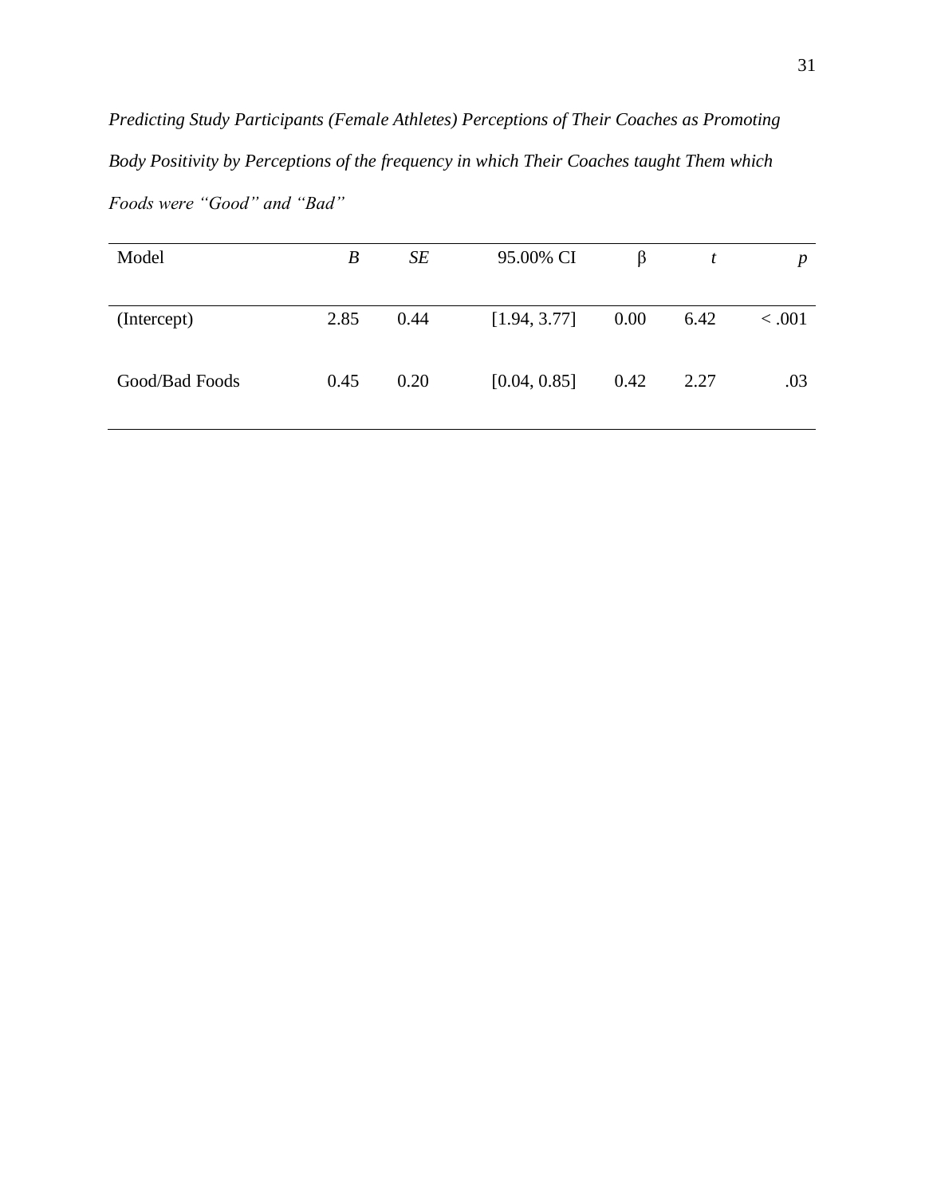*Predicting Study Participants (Female Athletes) Perceptions of Their Coaches as Promoting Body Positivity by Perceptions of the frequency in which Their Coaches taught Them which Foods were "Good" and "Bad"*

| Model | *B* | *SE* | 95.00% CI | β | *t* | *p* |
|---|---|---|---|---|---|---|
| (Intercept) | 2.85 | 0.44 | [1.94, 3.77] | 0.00 | 6.42 | < .001 |
| Good/Bad Foods | 0.45 | 0.20 | [0.04, 0.85] | 0.42 | 2.27 | .03 |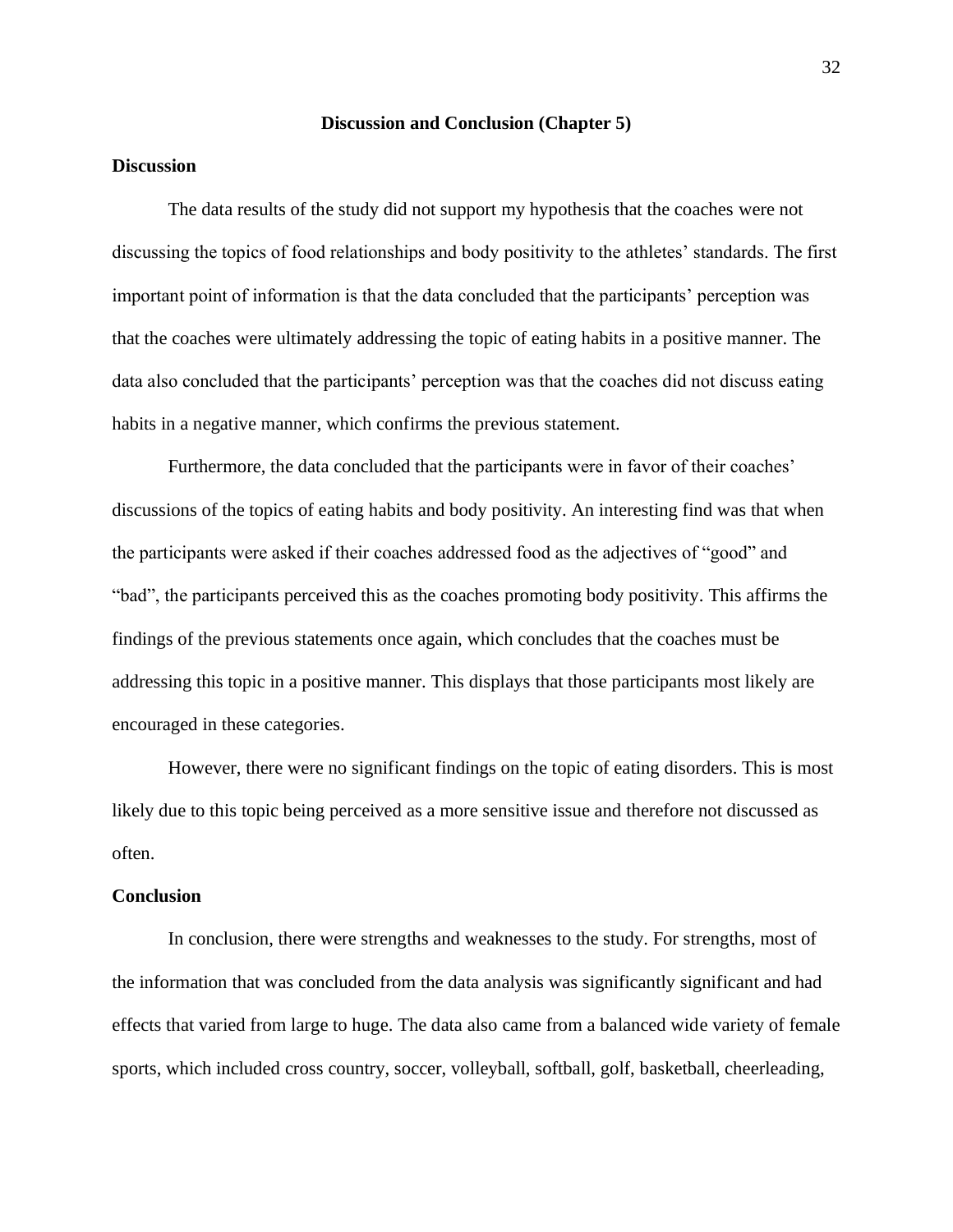## Discussion and Conclusion (Chapter 5)

### Discussion

The data results of the study did not support my hypothesis that the coaches were not discussing the topics of food relationships and body positivity to the athletes' standards. The first important point of information is that the data concluded that the participants' perception was that the coaches were ultimately addressing the topic of eating habits in a positive manner. The data also concluded that the participants' perception was that the coaches did not discuss eating habits in a negative manner, which confirms the previous statement.

Furthermore, the data concluded that the participants were in favor of their coaches' discussions of the topics of eating habits and body positivity. An interesting find was that when the participants were asked if their coaches addressed food as the adjectives of "good" and "bad", the participants perceived this as the coaches promoting body positivity. This affirms the findings of the previous statements once again, which concludes that the coaches must be addressing this topic in a positive manner. This displays that those participants most likely are encouraged in these categories.

However, there were no significant findings on the topic of eating disorders. This is most likely due to this topic being perceived as a more sensitive issue and therefore not discussed as often.

### Conclusion

In conclusion, there were strengths and weaknesses to the study. For strengths, most of the information that was concluded from the data analysis was significantly significant and had effects that varied from large to huge. The data also came from a balanced wide variety of female sports, which included cross country, soccer, volleyball, softball, golf, basketball, cheerleading,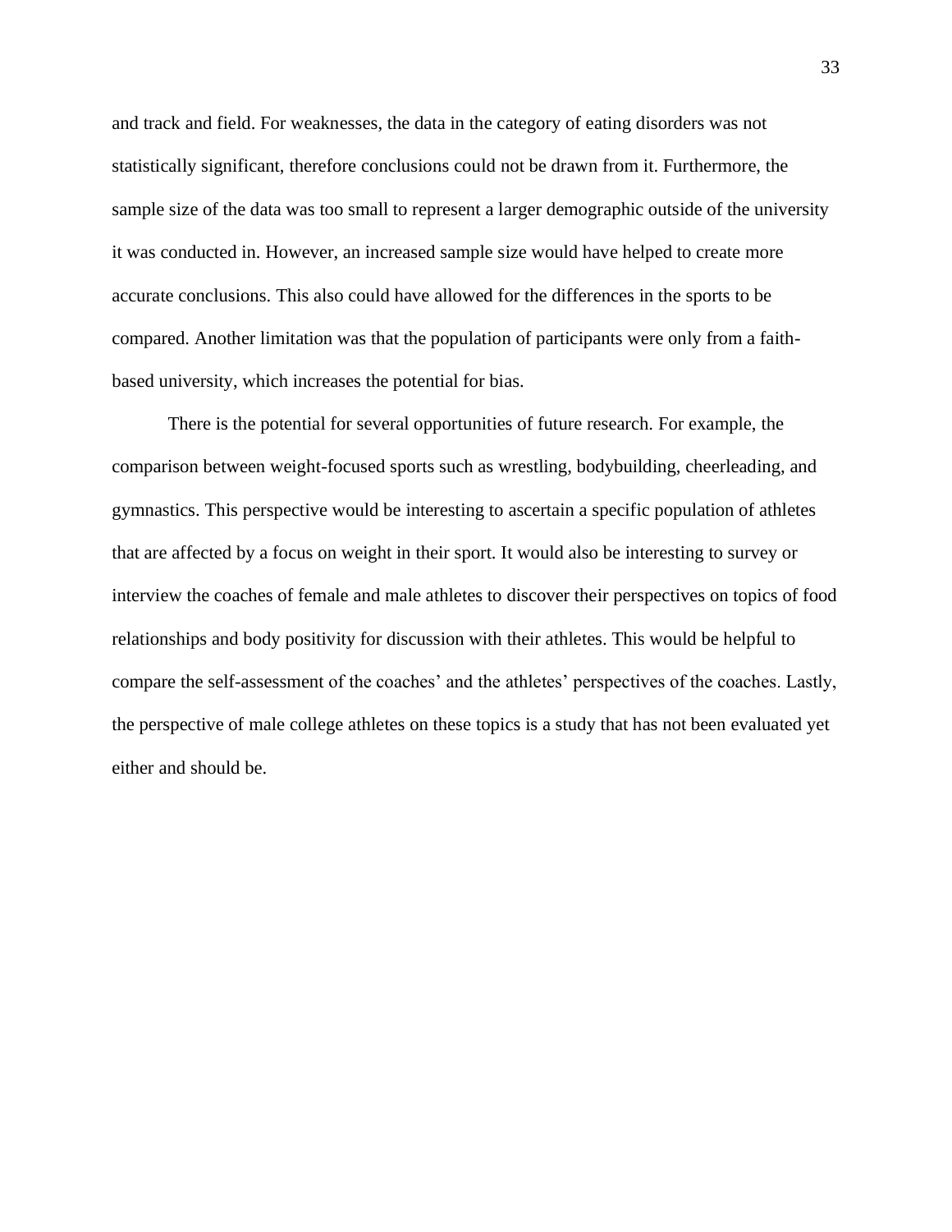and track and field. For weaknesses, the data in the category of eating disorders was not statistically significant, therefore conclusions could not be drawn from it. Furthermore, the sample size of the data was too small to represent a larger demographic outside of the university it was conducted in. However, an increased sample size would have helped to create more accurate conclusions. This also could have allowed for the differences in the sports to be compared. Another limitation was that the population of participants were only from a faith-based university, which increases the potential for bias.

There is the potential for several opportunities of future research. For example, the comparison between weight-focused sports such as wrestling, bodybuilding, cheerleading, and gymnastics. This perspective would be interesting to ascertain a specific population of athletes that are affected by a focus on weight in their sport. It would also be interesting to survey or interview the coaches of female and male athletes to discover their perspectives on topics of food relationships and body positivity for discussion with their athletes. This would be helpful to compare the self-assessment of the coaches' and the athletes' perspectives of the coaches. Lastly, the perspective of male college athletes on these topics is a study that has not been evaluated yet either and should be.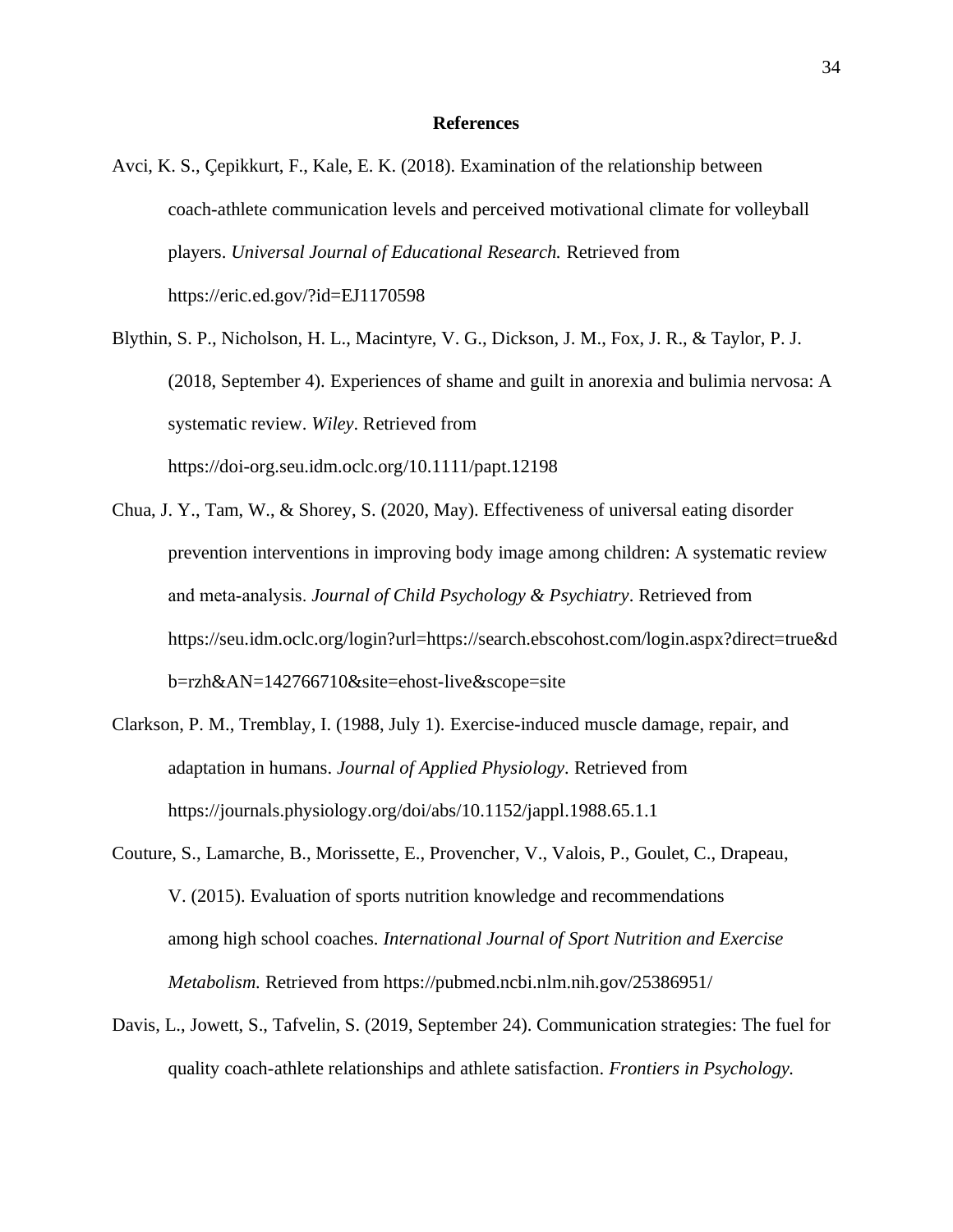## References

Avci, K. S., Çepikkurt, F., Kale, E. K. (2018). Examination of the relationship between coach-athlete communication levels and perceived motivational climate for volleyball players. *Universal Journal of Educational Research.* Retrieved from https://eric.ed.gov/?id=EJ1170598

Blythin, S. P., Nicholson, H. L., Macintyre, V. G., Dickson, J. M., Fox, J. R., & Taylor, P. J. (2018, September 4). Experiences of shame and guilt in anorexia and bulimia nervosa: A systematic review. *Wiley*. Retrieved from https://doi-org.seu.idm.oclc.org/10.1111/papt.12198

Chua, J. Y., Tam, W., & Shorey, S. (2020, May). Effectiveness of universal eating disorder prevention interventions in improving body image among children: A systematic review and meta-analysis. *Journal of Child Psychology & Psychiatry*. Retrieved from https://seu.idm.oclc.org/login?url=https://search.ebscohost.com/login.aspx?direct=true&db=rzh&AN=142766710&site=ehost-live&scope=site

Clarkson, P. M., Tremblay, I. (1988, July 1). Exercise-induced muscle damage, repair, and adaptation in humans. *Journal of Applied Physiology*. Retrieved from https://journals.physiology.org/doi/abs/10.1152/jappl.1988.65.1.1

Couture, S., Lamarche, B., Morissette, E., Provencher, V., Valois, P., Goulet, C., Drapeau, V. (2015). Evaluation of sports nutrition knowledge and recommendations among high school coaches. *International Journal of Sport Nutrition and Exercise Metabolism.* Retrieved from https://pubmed.ncbi.nlm.nih.gov/25386951/

Davis, L., Jowett, S., Tafvelin, S. (2019, September 24). Communication strategies: The fuel for quality coach-athlete relationships and athlete satisfaction. *Frontiers in Psychology.*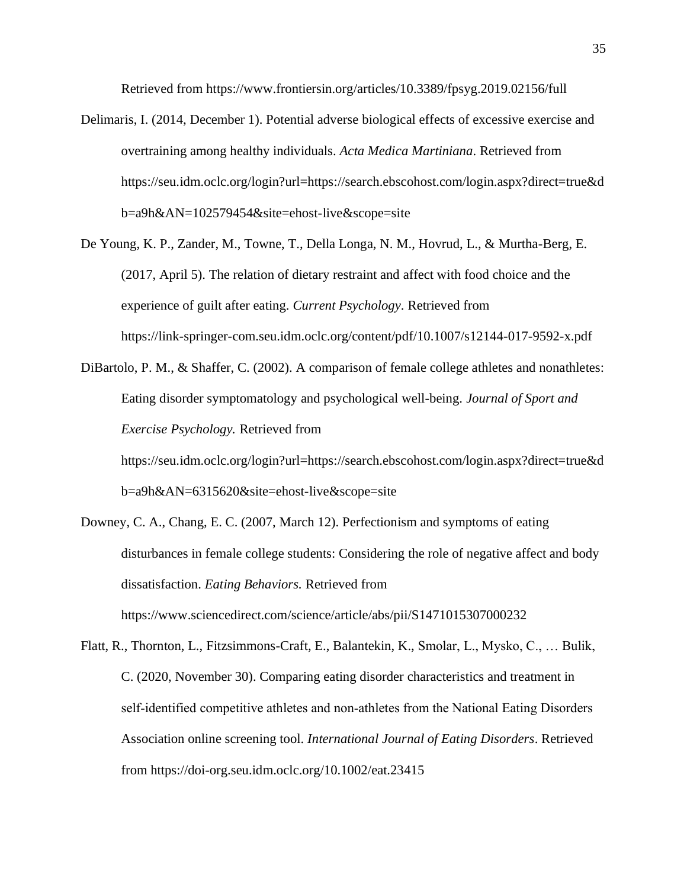Retrieved from https://www.frontiersin.org/articles/10.3389/fpsyg.2019.02156/full

Delimaris, I. (2014, December 1). Potential adverse biological effects of excessive exercise and overtraining among healthy individuals. *Acta Medica Martiniana*. Retrieved from https://seu.idm.oclc.org/login?url=https://search.ebscohost.com/login.aspx?direct=true&db=a9h&AN=102579454&site=ehost-live&scope=site

De Young, K. P., Zander, M., Towne, T., Della Longa, N. M., Hovrud, L., & Murtha-Berg, E. (2017, April 5). The relation of dietary restraint and affect with food choice and the experience of guilt after eating. *Current Psychology*. Retrieved from https://link-springer-com.seu.idm.oclc.org/content/pdf/10.1007/s12144-017-9592-x.pdf

DiBartolo, P. M., & Shaffer, C. (2002). A comparison of female college athletes and nonathletes: Eating disorder symptomatology and psychological well-being. *Journal of Sport and Exercise Psychology.* Retrieved from https://seu.idm.oclc.org/login?url=https://search.ebscohost.com/login.aspx?direct=true&db=a9h&AN=6315620&site=ehost-live&scope=site

Downey, C. A., Chang, E. C. (2007, March 12). Perfectionism and symptoms of eating disturbances in female college students: Considering the role of negative affect and body dissatisfaction. *Eating Behaviors.* Retrieved from https://www.sciencedirect.com/science/article/abs/pii/S1471015307000232

Flatt, R., Thornton, L., Fitzsimmons-Craft, E., Balantekin, K., Smolar, L., Mysko, C., … Bulik, C. (2020, November 30). Comparing eating disorder characteristics and treatment in self-identified competitive athletes and non-athletes from the National Eating Disorders Association online screening tool. *International Journal of Eating Disorders*. Retrieved from https://doi-org.seu.idm.oclc.org/10.1002/eat.23415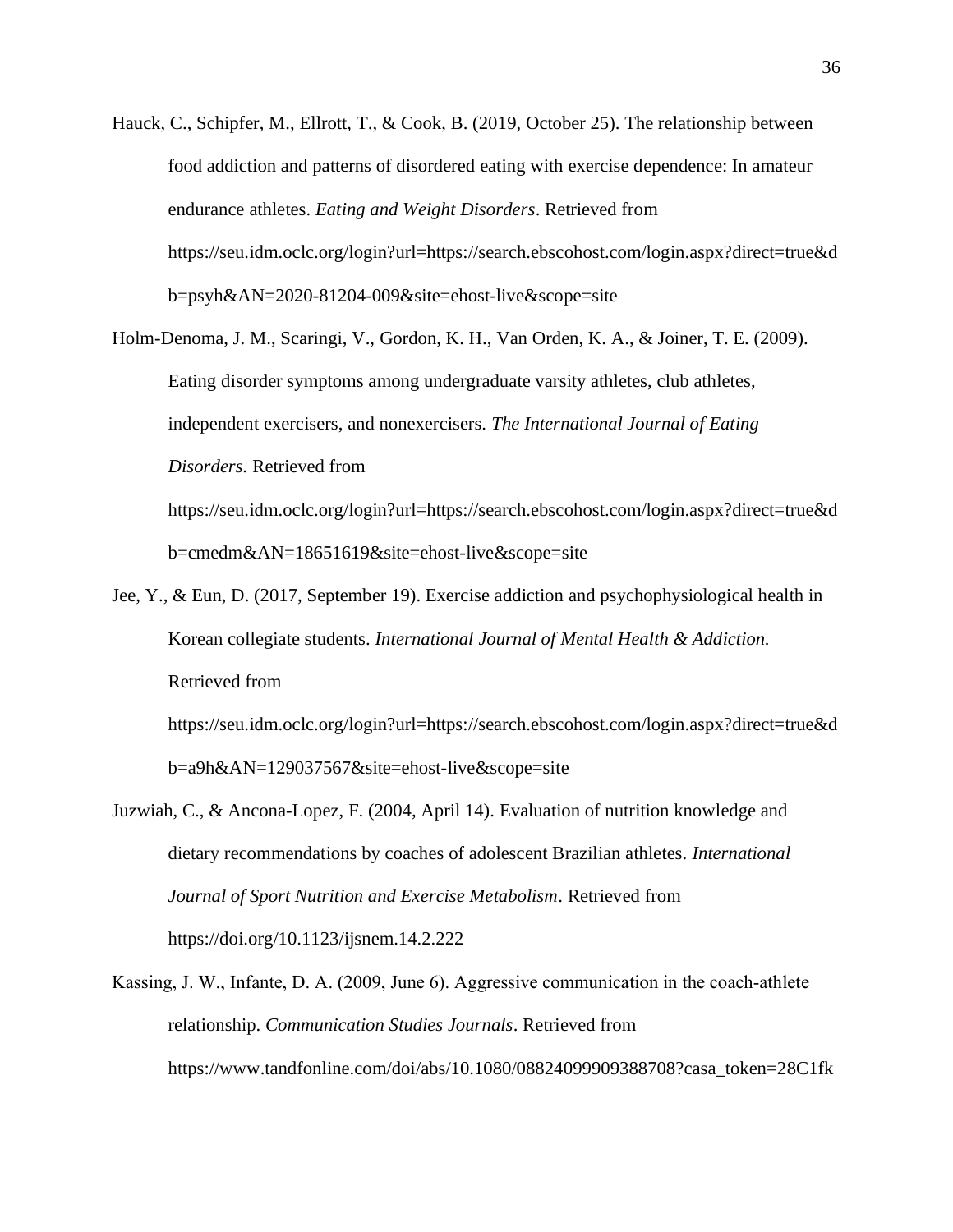Hauck, C., Schipfer, M., Ellrott, T., & Cook, B. (2019, October 25). The relationship between food addiction and patterns of disordered eating with exercise dependence: In amateur endurance athletes. *Eating and Weight Disorders*. Retrieved from https://seu.idm.oclc.org/login?url=https://search.ebscohost.com/login.aspx?direct=true&db=psyh&AN=2020-81204-009&site=ehost-live&scope=site

Holm-Denoma, J. M., Scaringi, V., Gordon, K. H., Van Orden, K. A., & Joiner, T. E. (2009). Eating disorder symptoms among undergraduate varsity athletes, club athletes, independent exercisers, and nonexercisers. *The International Journal of Eating Disorders.* Retrieved from https://seu.idm.oclc.org/login?url=https://search.ebscohost.com/login.aspx?direct=true&db=cmedm&AN=18651619&site=ehost-live&scope=site

Jee, Y., & Eun, D. (2017, September 19). Exercise addiction and psychophysiological health in Korean collegiate students. *International Journal of Mental Health & Addiction.* Retrieved from https://seu.idm.oclc.org/login?url=https://search.ebscohost.com/login.aspx?direct=true&db=a9h&AN=129037567&site=ehost-live&scope=site

Juzwiah, C., & Ancona-Lopez, F. (2004, April 14). Evaluation of nutrition knowledge and dietary recommendations by coaches of adolescent Brazilian athletes. *International Journal of Sport Nutrition and Exercise Metabolism*. Retrieved from https://doi.org/10.1123/ijsnem.14.2.222

Kassing, J. W., Infante, D. A. (2009, June 6). Aggressive communication in the coach-athlete relationship. *Communication Studies Journals*. Retrieved from https://www.tandfonline.com/doi/abs/10.1080/08824099909388708?casa_token=28C1fk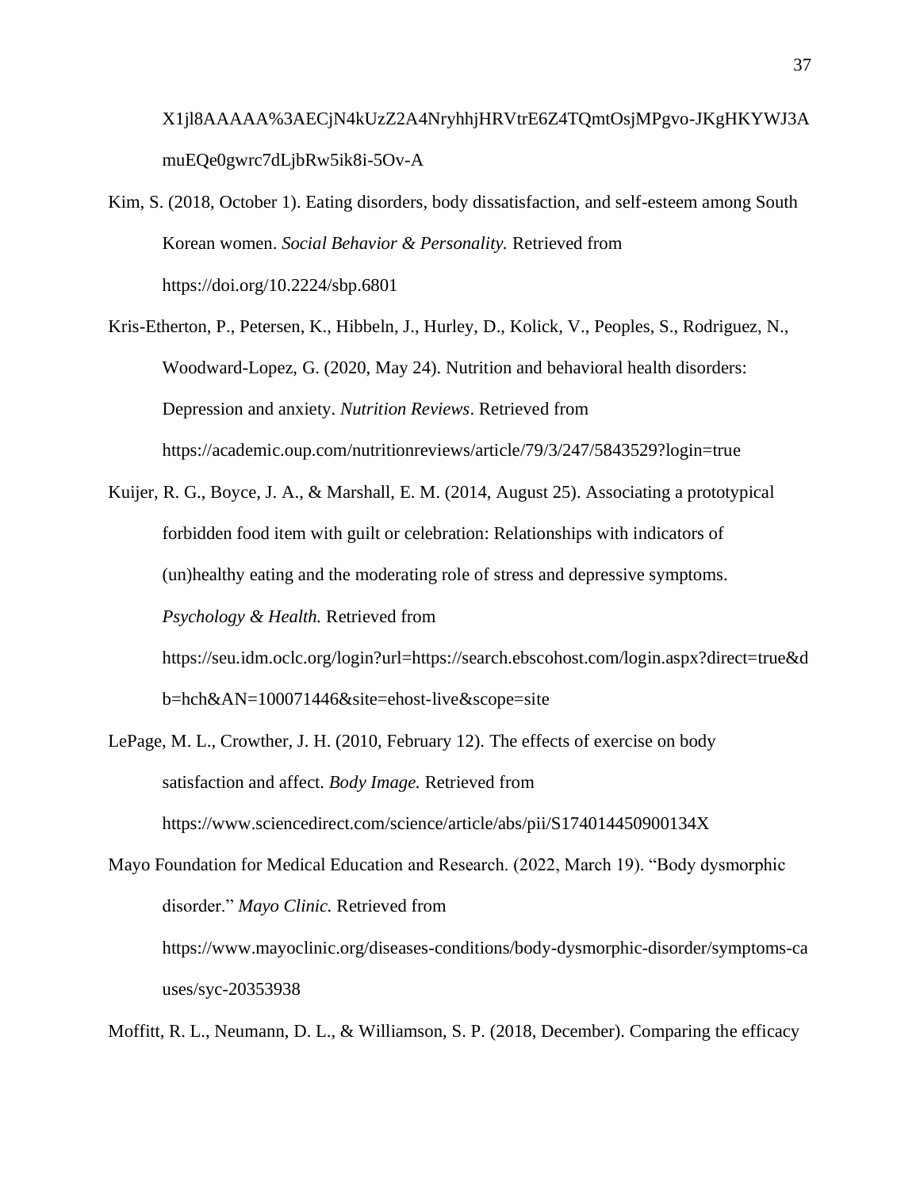X1jl8AAAAA%3AECjN4kUzZ2A4NryhhjHRVtrE6Z4TQmtOsjMPgvo-JKgHKYWJ3AmuEQe0gwrc7dLjbRw5ik8i-5Ov-A

Kim, S. (2018, October 1). Eating disorders, body dissatisfaction, and self-esteem among South Korean women. *Social Behavior & Personality.* Retrieved from https://doi.org/10.2224/sbp.6801

Kris-Etherton, P., Petersen, K., Hibbeln, J., Hurley, D., Kolick, V., Peoples, S., Rodriguez, N., Woodward-Lopez, G. (2020, May 24). Nutrition and behavioral health disorders: Depression and anxiety. *Nutrition Reviews*. Retrieved from https://academic.oup.com/nutritionreviews/article/79/3/247/5843529?login=true

Kuijer, R. G., Boyce, J. A., & Marshall, E. M. (2014, August 25). Associating a prototypical forbidden food item with guilt or celebration: Relationships with indicators of (un)healthy eating and the moderating role of stress and depressive symptoms. *Psychology & Health.* Retrieved from https://seu.idm.oclc.org/login?url=https://search.ebscohost.com/login.aspx?direct=true&db=hch&AN=100071446&site=ehost-live&scope=site

LePage, M. L., Crowther, J. H. (2010, February 12). The effects of exercise on body satisfaction and affect. *Body Image.* Retrieved from https://www.sciencedirect.com/science/article/abs/pii/S174014450900134X

Mayo Foundation for Medical Education and Research. (2022, March 19). "Body dysmorphic disorder." *Mayo Clinic.* Retrieved from https://www.mayoclinic.org/diseases-conditions/body-dysmorphic-disorder/symptoms-causes/syc-20353938

Moffitt, R. L., Neumann, D. L., & Williamson, S. P. (2018, December). Comparing the efficacy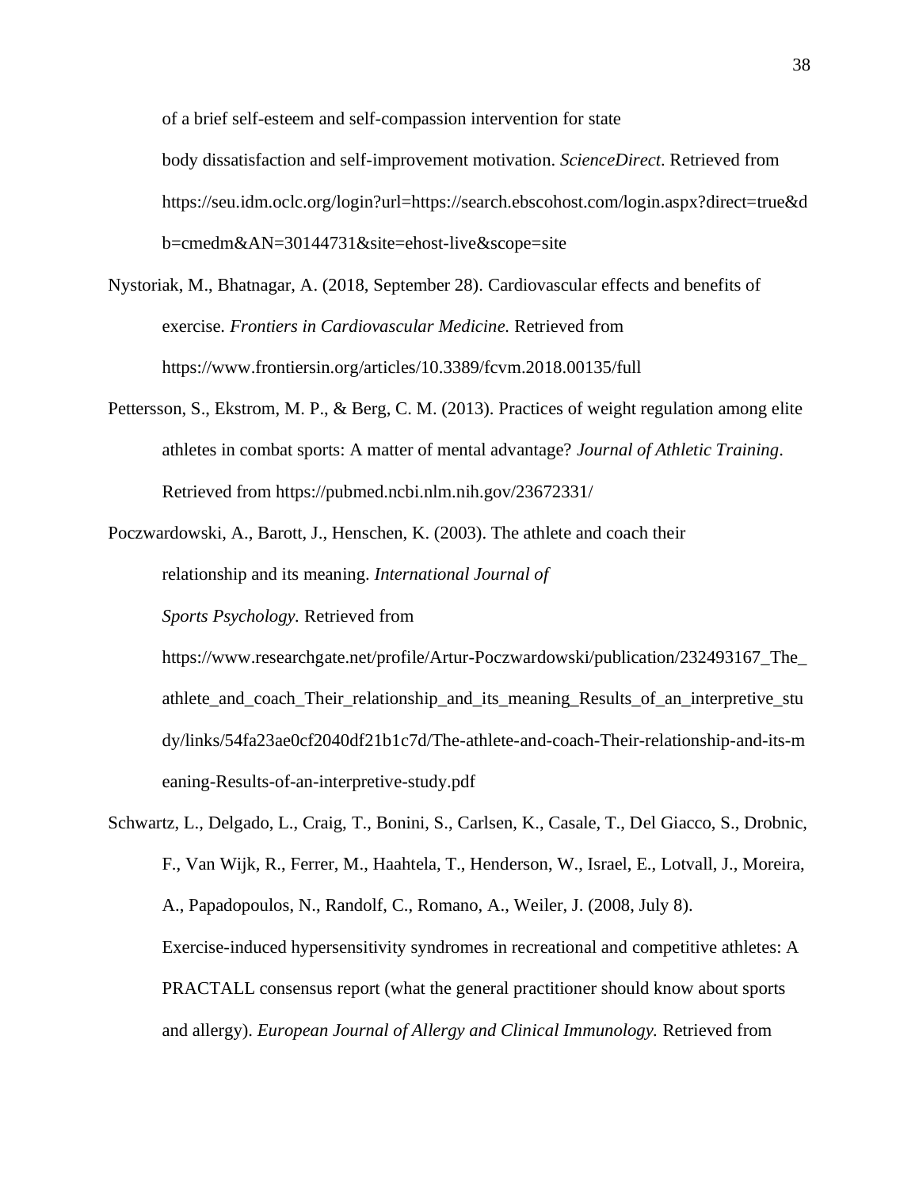of a brief self-esteem and self-compassion intervention for state body dissatisfaction and self-improvement motivation. *ScienceDirect*. Retrieved from https://seu.idm.oclc.org/login?url=https://search.ebscohost.com/login.aspx?direct=true&db=cmedm&AN=30144731&site=ehost-live&scope=site

Nystoriak, M., Bhatnagar, A. (2018, September 28). Cardiovascular effects and benefits of exercise. *Frontiers in Cardiovascular Medicine.* Retrieved from https://www.frontiersin.org/articles/10.3389/fcvm.2018.00135/full

Pettersson, S., Ekstrom, M. P., & Berg, C. M. (2013). Practices of weight regulation among elite athletes in combat sports: A matter of mental advantage? *Journal of Athletic Training*. Retrieved from https://pubmed.ncbi.nlm.nih.gov/23672331/

Poczwardowski, A., Barott, J., Henschen, K. (2003). The athlete and coach their relationship and its meaning. *International Journal of Sports Psychology.* Retrieved from https://www.researchgate.net/profile/Artur-Poczwardowski/publication/232493167_The_athlete_and_coach_Their_relationship_and_its_meaning_Results_of_an_interpretive_study/links/54fa23ae0cf2040df21b1c7d/The-athlete-and-coach-Their-relationship-and-its-meaning-Results-of-an-interpretive-study.pdf

Schwartz, L., Delgado, L., Craig, T., Bonini, S., Carlsen, K., Casale, T., Del Giacco, S., Drobnic, F., Van Wijk, R., Ferrer, M., Haahtela, T., Henderson, W., Israel, E., Lotvall, J., Moreira, A., Papadopoulos, N., Randolf, C., Romano, A., Weiler, J. (2008, July 8). Exercise-induced hypersensitivity syndromes in recreational and competitive athletes: A PRACTALL consensus report (what the general practitioner should know about sports and allergy). *European Journal of Allergy and Clinical Immunology.* Retrieved from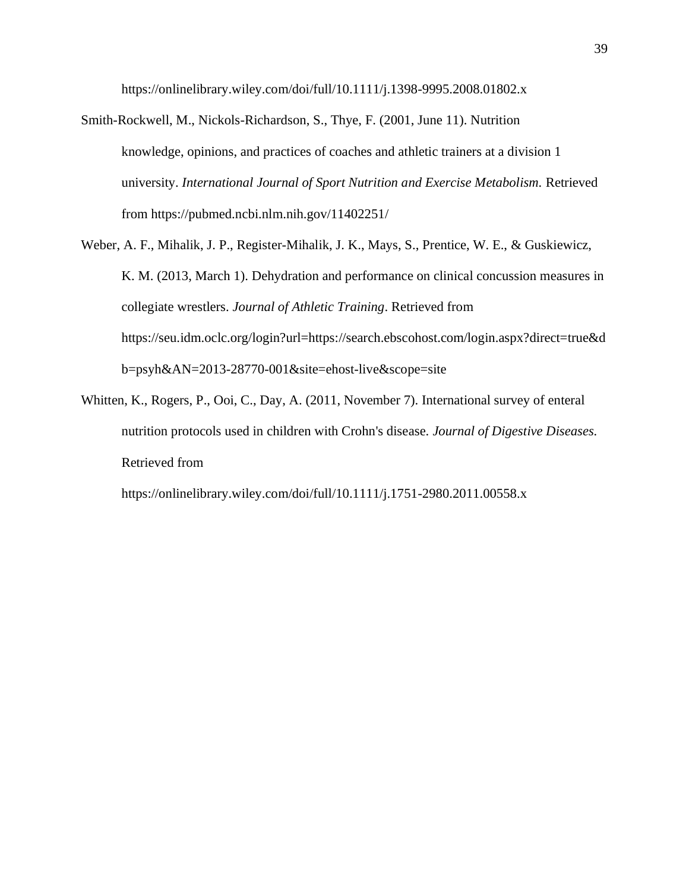https://onlinelibrary.wiley.com/doi/full/10.1111/j.1398-9995.2008.01802.x

Smith-Rockwell, M., Nickols-Richardson, S., Thye, F. (2001, June 11). Nutrition knowledge, opinions, and practices of coaches and athletic trainers at a division 1 university. *International Journal of Sport Nutrition and Exercise Metabolism.* Retrieved from https://pubmed.ncbi.nlm.nih.gov/11402251/

Weber, A. F., Mihalik, J. P., Register-Mihalik, J. K., Mays, S., Prentice, W. E., & Guskiewicz, K. M. (2013, March 1). Dehydration and performance on clinical concussion measures in collegiate wrestlers. *Journal of Athletic Training*. Retrieved from https://seu.idm.oclc.org/login?url=https://search.ebscohost.com/login.aspx?direct=true&db=psyh&AN=2013-28770-001&site=ehost-live&scope=site

Whitten, K., Rogers, P., Ooi, C., Day, A. (2011, November 7). International survey of enteral nutrition protocols used in children with Crohn's disease. *Journal of Digestive Diseases.* Retrieved from https://onlinelibrary.wiley.com/doi/full/10.1111/j.1751-2980.2011.00558.x